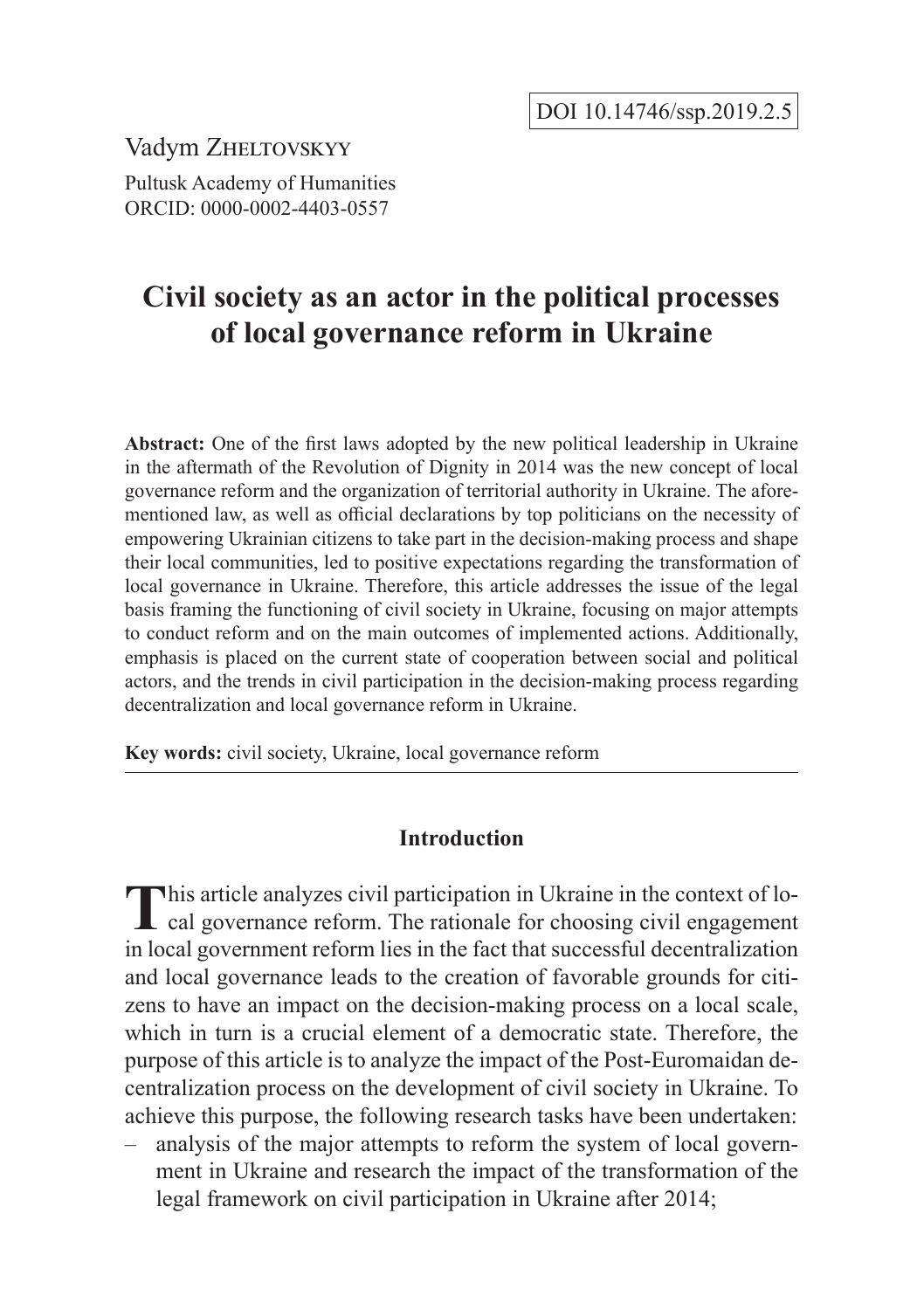DOI 10.14746/ssp.2019.2.5

Vadym Zheltovskyy

Pultusk Academy of Humanities
ORCID: 0000-0002-4403-0557

# Civil society as an actor in the political processes of local governance reform in Ukraine

**Abstract:** One of the first laws adopted by the new political leadership in Ukraine in the aftermath of the Revolution of Dignity in 2014 was the new concept of local governance reform and the organization of territorial authority in Ukraine. The aforementioned law, as well as official declarations by top politicians on the necessity of empowering Ukrainian citizens to take part in the decision-making process and shape their local communities, led to positive expectations regarding the transformation of local governance in Ukraine. Therefore, this article addresses the issue of the legal basis framing the functioning of civil society in Ukraine, focusing on major attempts to conduct reform and on the main outcomes of implemented actions. Additionally, emphasis is placed on the current state of cooperation between social and political actors, and the trends in civil participation in the decision-making process regarding decentralization and local governance reform in Ukraine.

**Key words:** civil society, Ukraine, local governance reform

## Introduction

This article analyzes civil participation in Ukraine in the context of local governance reform. The rationale for choosing civil engagement in local government reform lies in the fact that successful decentralization and local governance leads to the creation of favorable grounds for citizens to have an impact on the decision-making process on a local scale, which in turn is a crucial element of a democratic state. Therefore, the purpose of this article is to analyze the impact of the Post-Euromaidan decentralization process on the development of civil society in Ukraine. To achieve this purpose, the following research tasks have been undertaken:

- analysis of the major attempts to reform the system of local government in Ukraine and research the impact of the transformation of the legal framework on civil participation in Ukraine after 2014;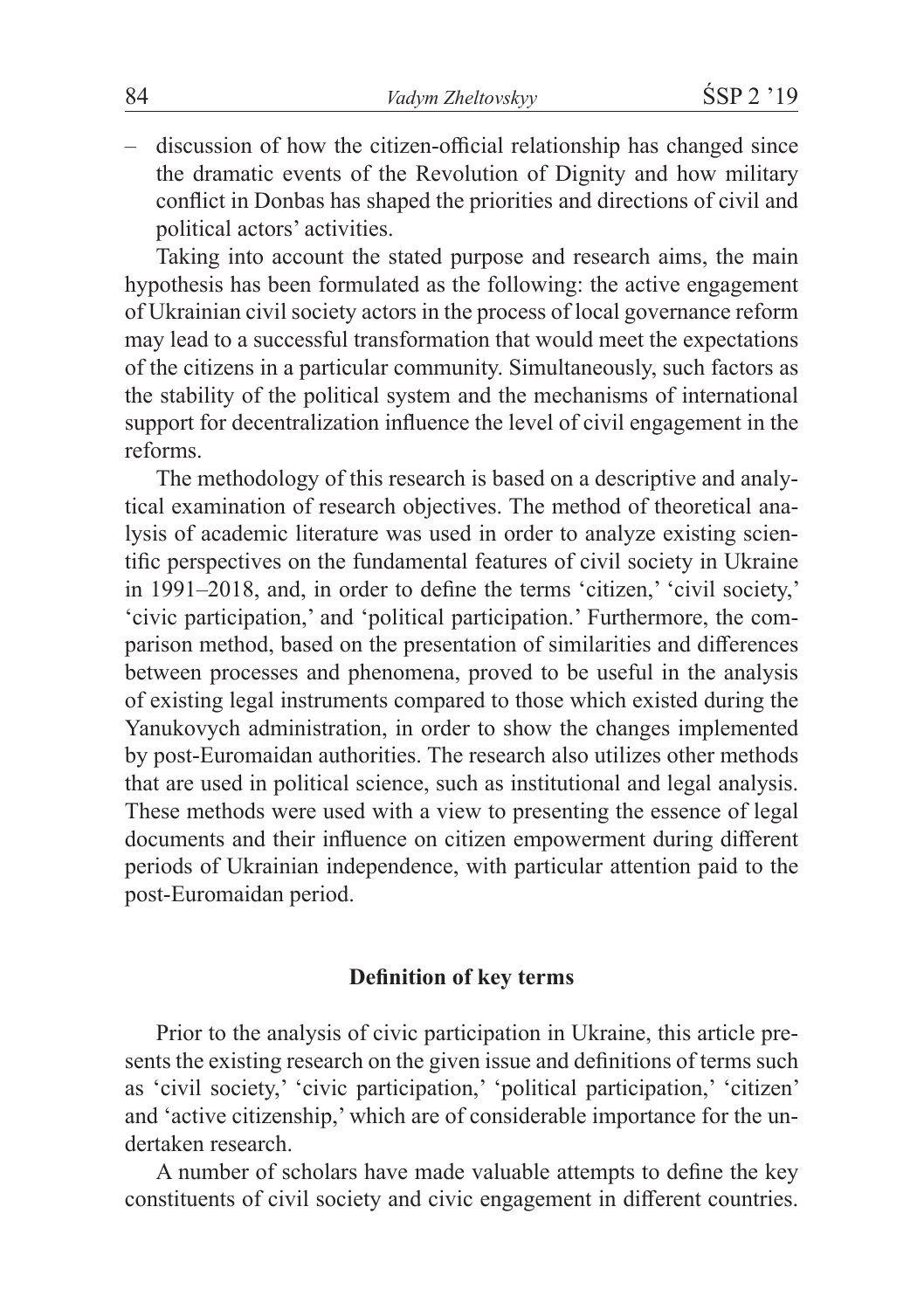– discussion of how the citizen-official relationship has changed since the dramatic events of the Revolution of Dignity and how military conflict in Donbas has shaped the priorities and directions of civil and political actors' activities.

Taking into account the stated purpose and research aims, the main hypothesis has been formulated as the following: the active engagement of Ukrainian civil society actors in the process of local governance reform may lead to a successful transformation that would meet the expectations of the citizens in a particular community. Simultaneously, such factors as the stability of the political system and the mechanisms of international support for decentralization influence the level of civil engagement in the reforms.

The methodology of this research is based on a descriptive and analytical examination of research objectives. The method of theoretical analysis of academic literature was used in order to analyze existing scientific perspectives on the fundamental features of civil society in Ukraine in 1991–2018, and, in order to define the terms 'citizen,' 'civil society,' 'civic participation,' and 'political participation.' Furthermore, the comparison method, based on the presentation of similarities and differences between processes and phenomena, proved to be useful in the analysis of existing legal instruments compared to those which existed during the Yanukovych administration, in order to show the changes implemented by post-Euromaidan authorities. The research also utilizes other methods that are used in political science, such as institutional and legal analysis. These methods were used with a view to presenting the essence of legal documents and their influence on citizen empowerment during different periods of Ukrainian independence, with particular attention paid to the post-Euromaidan period.

## Definition of key terms

Prior to the analysis of civic participation in Ukraine, this article presents the existing research on the given issue and definitions of terms such as 'civil society,' 'civic participation,' 'political participation,' 'citizen' and 'active citizenship,' which are of considerable importance for the undertaken research.

A number of scholars have made valuable attempts to define the key constituents of civil society and civic engagement in different countries.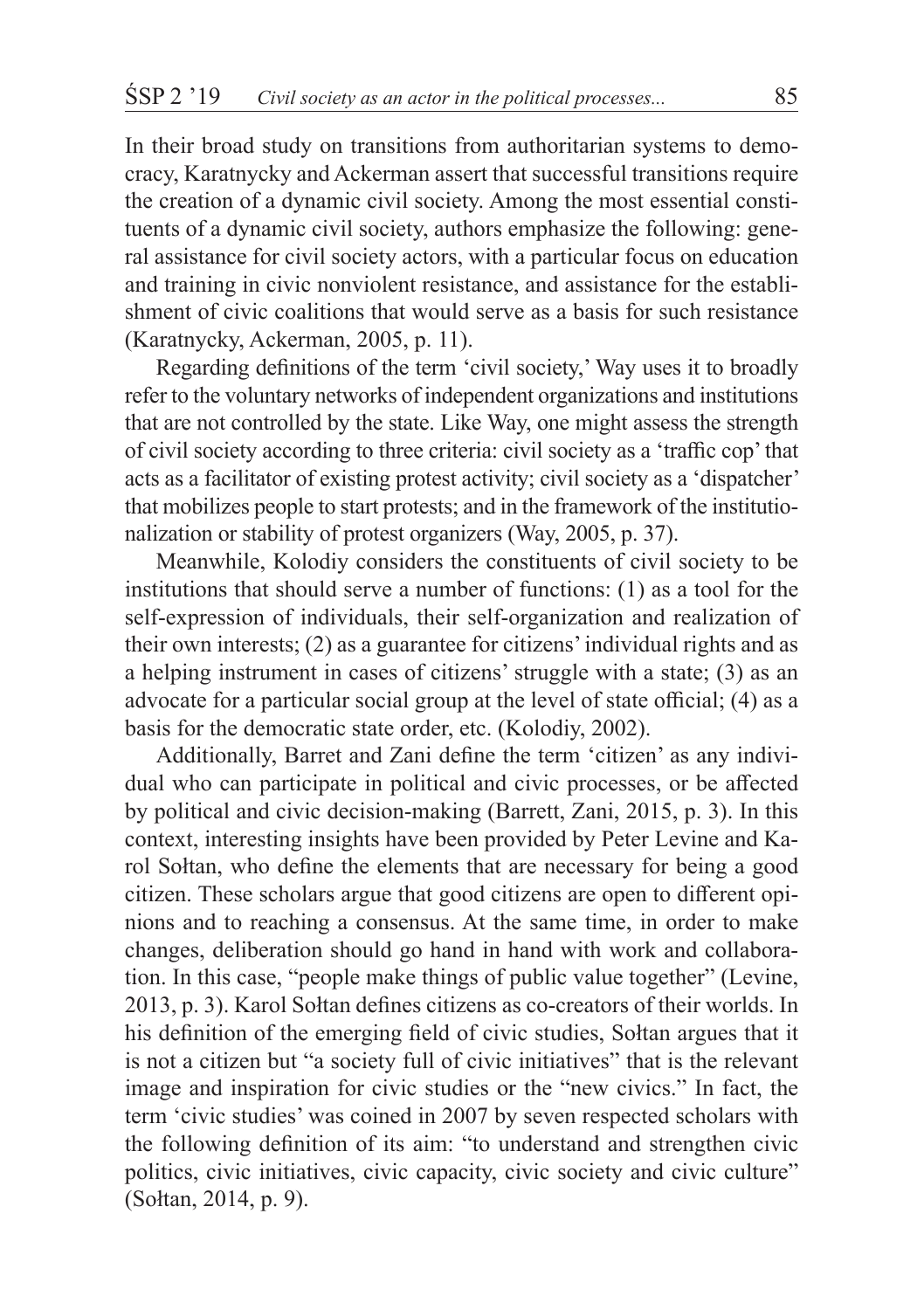In their broad study on transitions from authoritarian systems to democracy, Karatnycky and Ackerman assert that successful transitions require the creation of a dynamic civil society. Among the most essential constituents of a dynamic civil society, authors emphasize the following: general assistance for civil society actors, with a particular focus on education and training in civic nonviolent resistance, and assistance for the establishment of civic coalitions that would serve as a basis for such resistance (Karatnycky, Ackerman, 2005, p. 11).

Regarding definitions of the term 'civil society,' Way uses it to broadly refer to the voluntary networks of independent organizations and institutions that are not controlled by the state. Like Way, one might assess the strength of civil society according to three criteria: civil society as a 'traffic cop' that acts as a facilitator of existing protest activity; civil society as a 'dispatcher' that mobilizes people to start protests; and in the framework of the institutionalization or stability of protest organizers (Way, 2005, p. 37).

Meanwhile, Kolodiy considers the constituents of civil society to be institutions that should serve a number of functions: (1) as a tool for the self-expression of individuals, their self-organization and realization of their own interests; (2) as a guarantee for citizens' individual rights and as a helping instrument in cases of citizens' struggle with a state; (3) as an advocate for a particular social group at the level of state official; (4) as a basis for the democratic state order, etc. (Kolodiy, 2002).

Additionally, Barret and Zani define the term 'citizen' as any individual who can participate in political and civic processes, or be affected by political and civic decision-making (Barrett, Zani, 2015, p. 3). In this context, interesting insights have been provided by Peter Levine and Karol Sołtan, who define the elements that are necessary for being a good citizen. These scholars argue that good citizens are open to different opinions and to reaching a consensus. At the same time, in order to make changes, deliberation should go hand in hand with work and collaboration. In this case, "people make things of public value together" (Levine, 2013, p. 3). Karol Sołtan defines citizens as co-creators of their worlds. In his definition of the emerging field of civic studies, Sołtan argues that it is not a citizen but "a society full of civic initiatives" that is the relevant image and inspiration for civic studies or the "new civics." In fact, the term 'civic studies' was coined in 2007 by seven respected scholars with the following definition of its aim: "to understand and strengthen civic politics, civic initiatives, civic capacity, civic society and civic culture" (Sołtan, 2014, p. 9).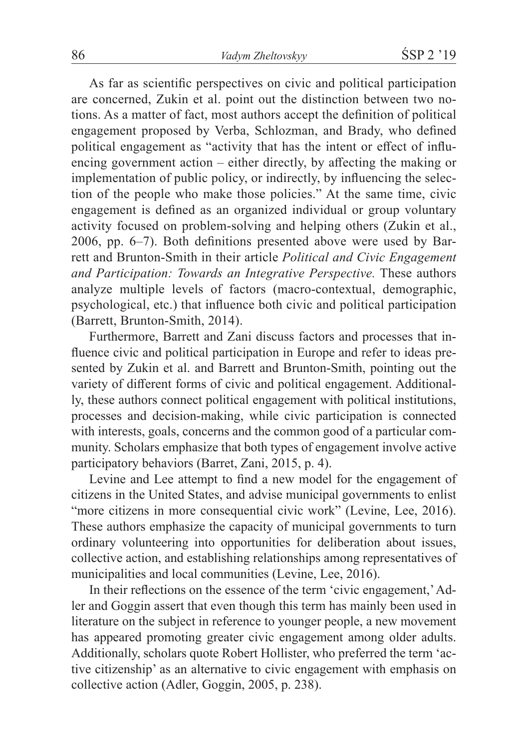As far as scientific perspectives on civic and political participation are concerned, Zukin et al. point out the distinction between two notions. As a matter of fact, most authors accept the definition of political engagement proposed by Verba, Schlozman, and Brady, who defined political engagement as "activity that has the intent or effect of influencing government action – either directly, by affecting the making or implementation of public policy, or indirectly, by influencing the selection of the people who make those policies." At the same time, civic engagement is defined as an organized individual or group voluntary activity focused on problem-solving and helping others (Zukin et al., 2006, pp. 6–7). Both definitions presented above were used by Barrett and Brunton-Smith in their article *Political and Civic Engagement and Participation: Towards an Integrative Perspective.* These authors analyze multiple levels of factors (macro-contextual, demographic, psychological, etc.) that influence both civic and political participation (Barrett, Brunton-Smith, 2014).

Furthermore, Barrett and Zani discuss factors and processes that influence civic and political participation in Europe and refer to ideas presented by Zukin et al. and Barrett and Brunton-Smith, pointing out the variety of different forms of civic and political engagement. Additionally, these authors connect political engagement with political institutions, processes and decision-making, while civic participation is connected with interests, goals, concerns and the common good of a particular community. Scholars emphasize that both types of engagement involve active participatory behaviors (Barret, Zani, 2015, p. 4).

Levine and Lee attempt to find a new model for the engagement of citizens in the United States, and advise municipal governments to enlist "more citizens in more consequential civic work" (Levine, Lee, 2016). These authors emphasize the capacity of municipal governments to turn ordinary volunteering into opportunities for deliberation about issues, collective action, and establishing relationships among representatives of municipalities and local communities (Levine, Lee, 2016).

In their reflections on the essence of the term 'civic engagement,' Adler and Goggin assert that even though this term has mainly been used in literature on the subject in reference to younger people, a new movement has appeared promoting greater civic engagement among older adults. Additionally, scholars quote Robert Hollister, who preferred the term 'active citizenship' as an alternative to civic engagement with emphasis on collective action (Adler, Goggin, 2005, p. 238).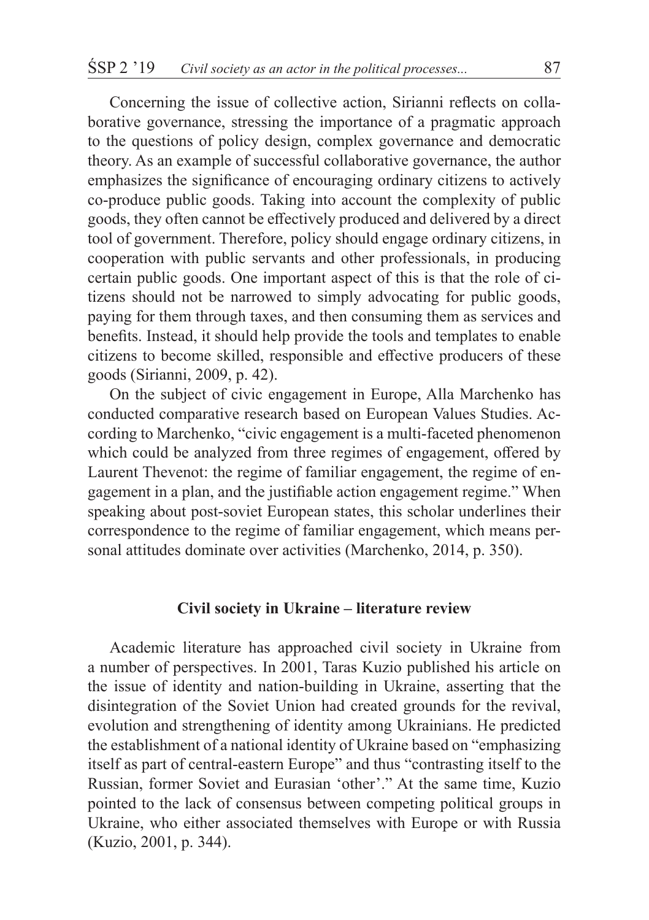Concerning the issue of collective action, Sirianni reflects on collaborative governance, stressing the importance of a pragmatic approach to the questions of policy design, complex governance and democratic theory. As an example of successful collaborative governance, the author emphasizes the significance of encouraging ordinary citizens to actively co-produce public goods. Taking into account the complexity of public goods, they often cannot be effectively produced and delivered by a direct tool of government. Therefore, policy should engage ordinary citizens, in cooperation with public servants and other professionals, in producing certain public goods. One important aspect of this is that the role of citizens should not be narrowed to simply advocating for public goods, paying for them through taxes, and then consuming them as services and benefits. Instead, it should help provide the tools and templates to enable citizens to become skilled, responsible and effective producers of these goods (Sirianni, 2009, p. 42).

On the subject of civic engagement in Europe, Alla Marchenko has conducted comparative research based on European Values Studies. According to Marchenko, "civic engagement is a multi-faceted phenomenon which could be analyzed from three regimes of engagement, offered by Laurent Thevenot: the regime of familiar engagement, the regime of engagement in a plan, and the justifiable action engagement regime." When speaking about post-soviet European states, this scholar underlines their correspondence to the regime of familiar engagement, which means personal attitudes dominate over activities (Marchenko, 2014, p. 350).

## Civil society in Ukraine – literature review

Academic literature has approached civil society in Ukraine from a number of perspectives. In 2001, Taras Kuzio published his article on the issue of identity and nation-building in Ukraine, asserting that the disintegration of the Soviet Union had created grounds for the revival, evolution and strengthening of identity among Ukrainians. He predicted the establishment of a national identity of Ukraine based on "emphasizing itself as part of central-eastern Europe" and thus "contrasting itself to the Russian, former Soviet and Eurasian 'other'." At the same time, Kuzio pointed to the lack of consensus between competing political groups in Ukraine, who either associated themselves with Europe or with Russia (Kuzio, 2001, p. 344).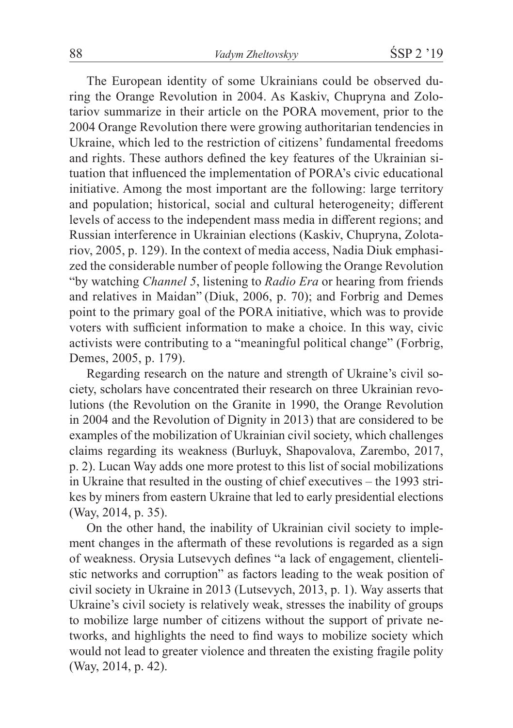The European identity of some Ukrainians could be observed during the Orange Revolution in 2004. As Kaskiv, Chupryna and Zolotariov summarize in their article on the PORA movement, prior to the 2004 Orange Revolution there were growing authoritarian tendencies in Ukraine, which led to the restriction of citizens' fundamental freedoms and rights. These authors defined the key features of the Ukrainian situation that influenced the implementation of PORA's civic educational initiative. Among the most important are the following: large territory and population; historical, social and cultural heterogeneity; different levels of access to the independent mass media in different regions; and Russian interference in Ukrainian elections (Kaskiv, Chupryna, Zolotariov, 2005, p. 129). In the context of media access, Nadia Diuk emphasized the considerable number of people following the Orange Revolution "by watching *Channel 5*, listening to *Radio Era* or hearing from friends and relatives in Maidan" (Diuk, 2006, p. 70); and Forbrig and Demes point to the primary goal of the PORA initiative, which was to provide voters with sufficient information to make a choice. In this way, civic activists were contributing to a "meaningful political change" (Forbrig, Demes, 2005, p. 179).

Regarding research on the nature and strength of Ukraine's civil society, scholars have concentrated their research on three Ukrainian revolutions (the Revolution on the Granite in 1990, the Orange Revolution in 2004 and the Revolution of Dignity in 2013) that are considered to be examples of the mobilization of Ukrainian civil society, which challenges claims regarding its weakness (Burluyk, Shapovalova, Zarembo, 2017, p. 2). Lucan Way adds one more protest to this list of social mobilizations in Ukraine that resulted in the ousting of chief executives – the 1993 strikes by miners from eastern Ukraine that led to early presidential elections (Way, 2014, p. 35).

On the other hand, the inability of Ukrainian civil society to implement changes in the aftermath of these revolutions is regarded as a sign of weakness. Orysia Lutsevych defines "a lack of engagement, clientelistic networks and corruption" as factors leading to the weak position of civil society in Ukraine in 2013 (Lutsevych, 2013, p. 1). Way asserts that Ukraine's civil society is relatively weak, stresses the inability of groups to mobilize large number of citizens without the support of private networks, and highlights the need to find ways to mobilize society which would not lead to greater violence and threaten the existing fragile polity (Way, 2014, p. 42).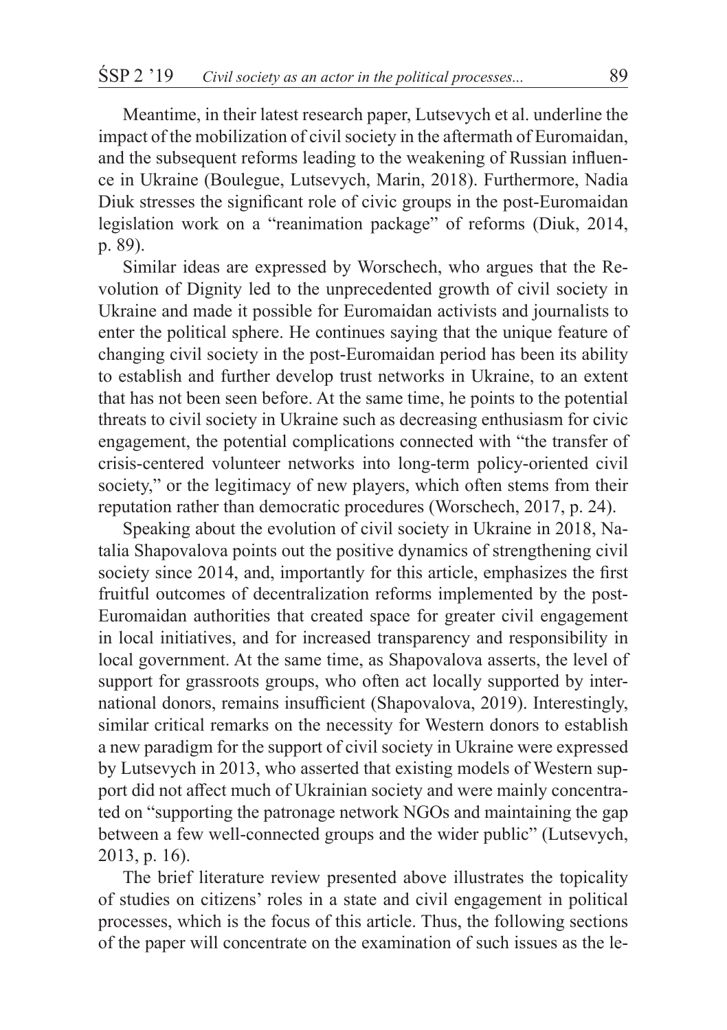Meantime, in their latest research paper, Lutsevych et al. underline the impact of the mobilization of civil society in the aftermath of Euromaidan, and the subsequent reforms leading to the weakening of Russian influence in Ukraine (Boulegue, Lutsevych, Marin, 2018). Furthermore, Nadia Diuk stresses the significant role of civic groups in the post-Euromaidan legislation work on a "reanimation package" of reforms (Diuk, 2014, p. 89).

Similar ideas are expressed by Worschech, who argues that the Revolution of Dignity led to the unprecedented growth of civil society in Ukraine and made it possible for Euromaidan activists and journalists to enter the political sphere. He continues saying that the unique feature of changing civil society in the post-Euromaidan period has been its ability to establish and further develop trust networks in Ukraine, to an extent that has not been seen before. At the same time, he points to the potential threats to civil society in Ukraine such as decreasing enthusiasm for civic engagement, the potential complications connected with "the transfer of crisis-centered volunteer networks into long-term policy-oriented civil society," or the legitimacy of new players, which often stems from their reputation rather than democratic procedures (Worschech, 2017, p. 24).

Speaking about the evolution of civil society in Ukraine in 2018, Natalia Shapovalova points out the positive dynamics of strengthening civil society since 2014, and, importantly for this article, emphasizes the first fruitful outcomes of decentralization reforms implemented by the post-Euromaidan authorities that created space for greater civil engagement in local initiatives, and for increased transparency and responsibility in local government. At the same time, as Shapovalova asserts, the level of support for grassroots groups, who often act locally supported by international donors, remains insufficient (Shapovalova, 2019). Interestingly, similar critical remarks on the necessity for Western donors to establish a new paradigm for the support of civil society in Ukraine were expressed by Lutsevych in 2013, who asserted that existing models of Western support did not affect much of Ukrainian society and were mainly concentrated on "supporting the patronage network NGOs and maintaining the gap between a few well-connected groups and the wider public" (Lutsevych, 2013, p. 16).

The brief literature review presented above illustrates the topicality of studies on citizens' roles in a state and civil engagement in political processes, which is the focus of this article. Thus, the following sections of the paper will concentrate on the examination of such issues as the le-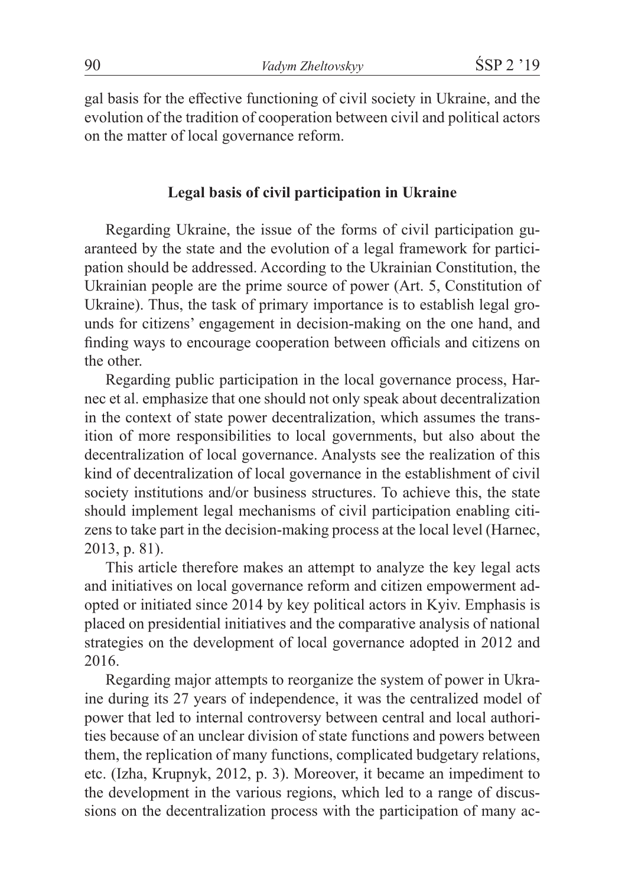gal basis for the effective functioning of civil society in Ukraine, and the evolution of the tradition of cooperation between civil and political actors on the matter of local governance reform.

## Legal basis of civil participation in Ukraine

Regarding Ukraine, the issue of the forms of civil participation guaranteed by the state and the evolution of a legal framework for participation should be addressed. According to the Ukrainian Constitution, the Ukrainian people are the prime source of power (Art. 5, Constitution of Ukraine). Thus, the task of primary importance is to establish legal grounds for citizens' engagement in decision-making on the one hand, and finding ways to encourage cooperation between officials and citizens on the other.

Regarding public participation in the local governance process, Harnec et al. emphasize that one should not only speak about decentralization in the context of state power decentralization, which assumes the transition of more responsibilities to local governments, but also about the decentralization of local governance. Analysts see the realization of this kind of decentralization of local governance in the establishment of civil society institutions and/or business structures. To achieve this, the state should implement legal mechanisms of civil participation enabling citizens to take part in the decision-making process at the local level (Harnec, 2013, p. 81).

This article therefore makes an attempt to analyze the key legal acts and initiatives on local governance reform and citizen empowerment adopted or initiated since 2014 by key political actors in Kyiv. Emphasis is placed on presidential initiatives and the comparative analysis of national strategies on the development of local governance adopted in 2012 and 2016.

Regarding major attempts to reorganize the system of power in Ukraine during its 27 years of independence, it was the centralized model of power that led to internal controversy between central and local authorities because of an unclear division of state functions and powers between them, the replication of many functions, complicated budgetary relations, etc. (Izha, Krupnyk, 2012, p. 3). Moreover, it became an impediment to the development in the various regions, which led to a range of discussions on the decentralization process with the participation of many ac-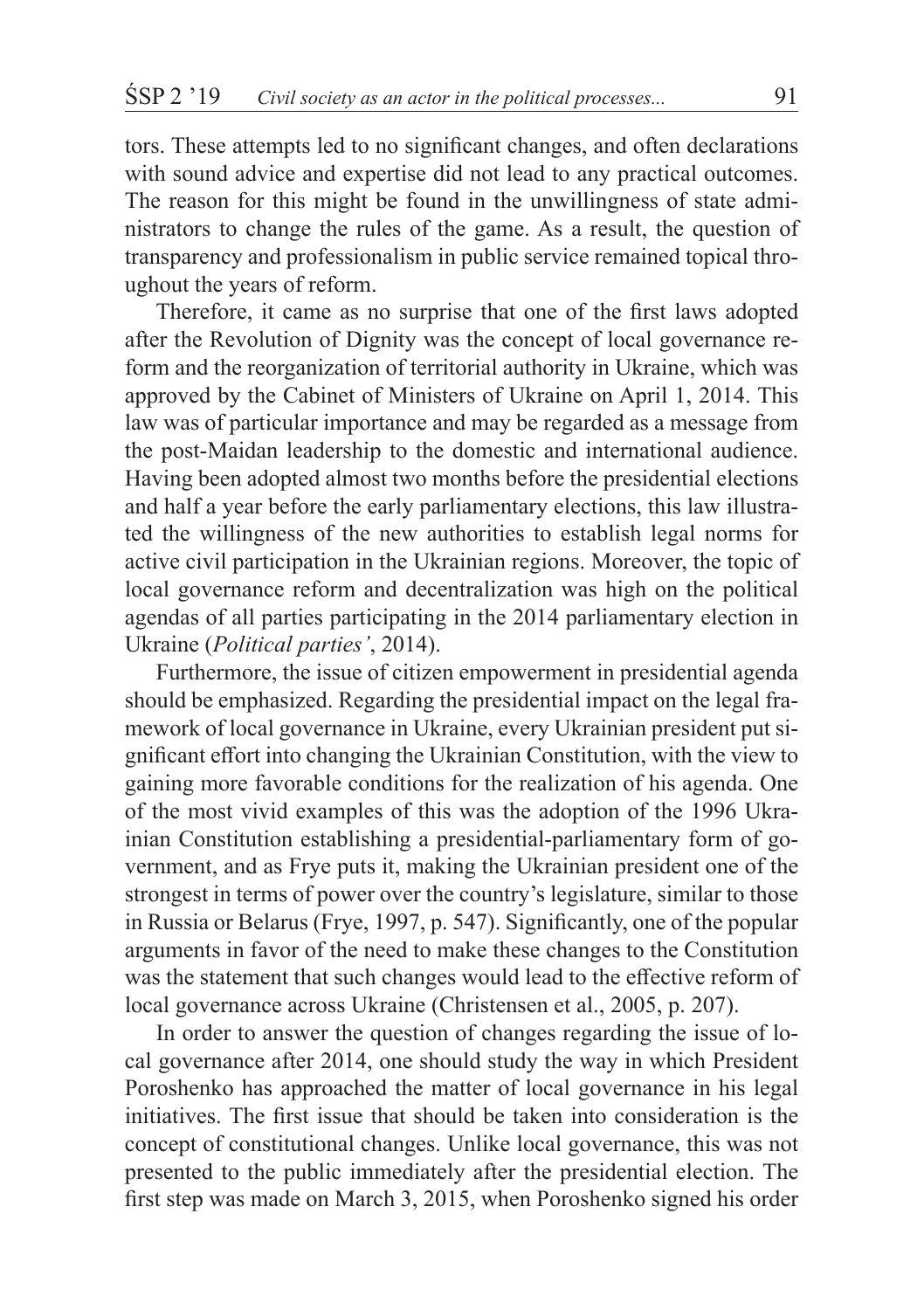tors. These attempts led to no significant changes, and often declarations with sound advice and expertise did not lead to any practical outcomes. The reason for this might be found in the unwillingness of state administrators to change the rules of the game. As a result, the question of transparency and professionalism in public service remained topical throughout the years of reform.

Therefore, it came as no surprise that one of the first laws adopted after the Revolution of Dignity was the concept of local governance reform and the reorganization of territorial authority in Ukraine, which was approved by the Cabinet of Ministers of Ukraine on April 1, 2014. This law was of particular importance and may be regarded as a message from the post-Maidan leadership to the domestic and international audience. Having been adopted almost two months before the presidential elections and half a year before the early parliamentary elections, this law illustrated the willingness of the new authorities to establish legal norms for active civil participation in the Ukrainian regions. Moreover, the topic of local governance reform and decentralization was high on the political agendas of all parties participating in the 2014 parliamentary election in Ukraine (*Political parties'*, 2014).

Furthermore, the issue of citizen empowerment in presidential agenda should be emphasized. Regarding the presidential impact on the legal framework of local governance in Ukraine, every Ukrainian president put significant effort into changing the Ukrainian Constitution, with the view to gaining more favorable conditions for the realization of his agenda. One of the most vivid examples of this was the adoption of the 1996 Ukrainian Constitution establishing a presidential-parliamentary form of government, and as Frye puts it, making the Ukrainian president one of the strongest in terms of power over the country's legislature, similar to those in Russia or Belarus (Frye, 1997, p. 547). Significantly, one of the popular arguments in favor of the need to make these changes to the Constitution was the statement that such changes would lead to the effective reform of local governance across Ukraine (Christensen et al., 2005, p. 207).

In order to answer the question of changes regarding the issue of local governance after 2014, one should study the way in which President Poroshenko has approached the matter of local governance in his legal initiatives. The first issue that should be taken into consideration is the concept of constitutional changes. Unlike local governance, this was not presented to the public immediately after the presidential election. The first step was made on March 3, 2015, when Poroshenko signed his order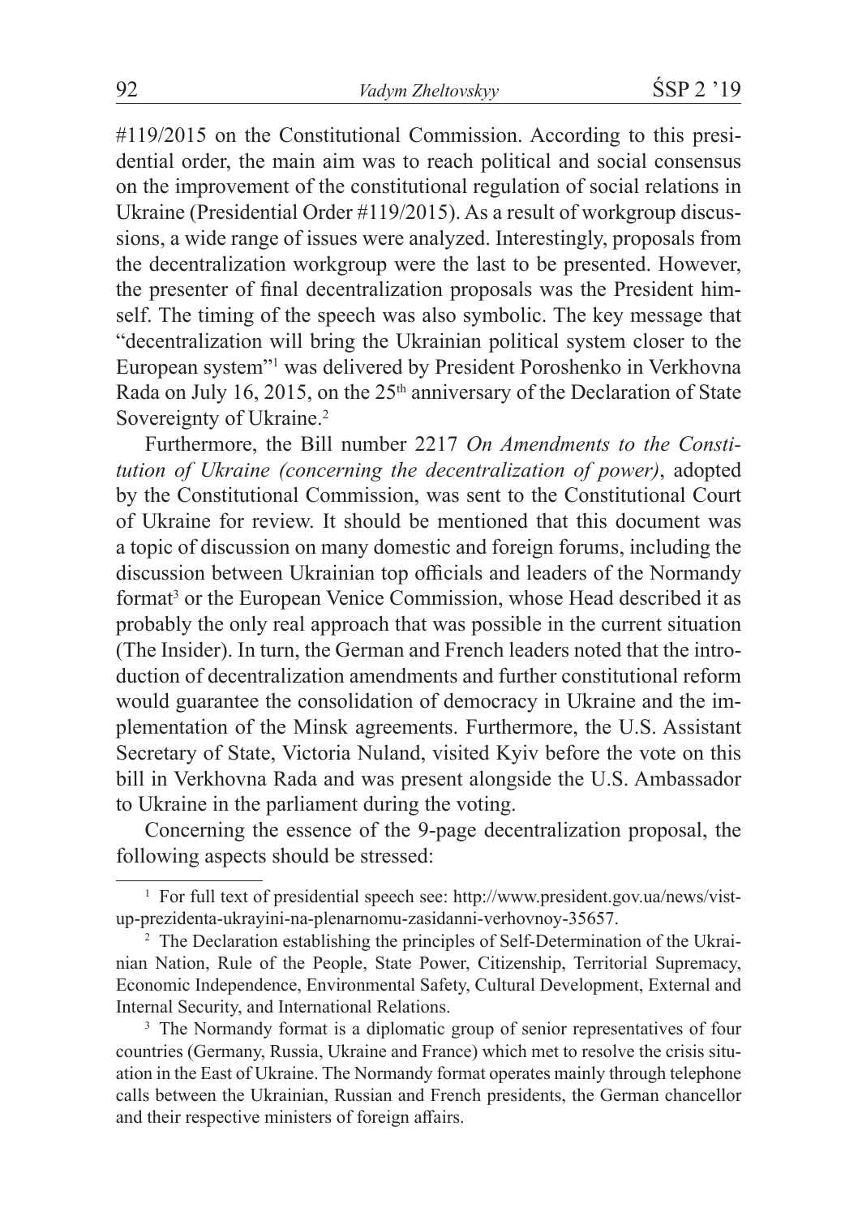#119/2015 on the Constitutional Commission. According to this presidential order, the main aim was to reach political and social consensus on the improvement of the constitutional regulation of social relations in Ukraine (Presidential Order #119/2015). As a result of workgroup discussions, a wide range of issues were analyzed. Interestingly, proposals from the decentralization workgroup were the last to be presented. However, the presenter of final decentralization proposals was the President himself. The timing of the speech was also symbolic. The key message that "decentralization will bring the Ukrainian political system closer to the European system"[1] was delivered by President Poroshenko in Verkhovna Rada on July 16, 2015, on the 25th anniversary of the Declaration of State Sovereignty of Ukraine.[2]

Furthermore, the Bill number 2217 *On Amendments to the Constitution of Ukraine (concerning the decentralization of power)*, adopted by the Constitutional Commission, was sent to the Constitutional Court of Ukraine for review. It should be mentioned that this document was a topic of discussion on many domestic and foreign forums, including the discussion between Ukrainian top officials and leaders of the Normandy format[3] or the European Venice Commission, whose Head described it as probably the only real approach that was possible in the current situation (The Insider). In turn, the German and French leaders noted that the introduction of decentralization amendments and further constitutional reform would guarantee the consolidation of democracy in Ukraine and the implementation of the Minsk agreements. Furthermore, the U.S. Assistant Secretary of State, Victoria Nuland, visited Kyiv before the vote on this bill in Verkhovna Rada and was present alongside the U.S. Ambassador to Ukraine in the parliament during the voting.

Concerning the essence of the 9-page decentralization proposal, the following aspects should be stressed:

---

[1] For full text of presidential speech see: http://www.president.gov.ua/news/vistup-prezidenta-ukrayini-na-plenarnomu-zasidanni-verhovnoy-35657.

[2] The Declaration establishing the principles of Self-Determination of the Ukrainian Nation, Rule of the People, State Power, Citizenship, Territorial Supremacy, Economic Independence, Environmental Safety, Cultural Development, External and Internal Security, and International Relations.

[3] The Normandy format is a diplomatic group of senior representatives of four countries (Germany, Russia, Ukraine and France) which met to resolve the crisis situation in the East of Ukraine. The Normandy format operates mainly through telephone calls between the Ukrainian, Russian and French presidents, the German chancellor and their respective ministers of foreign affairs.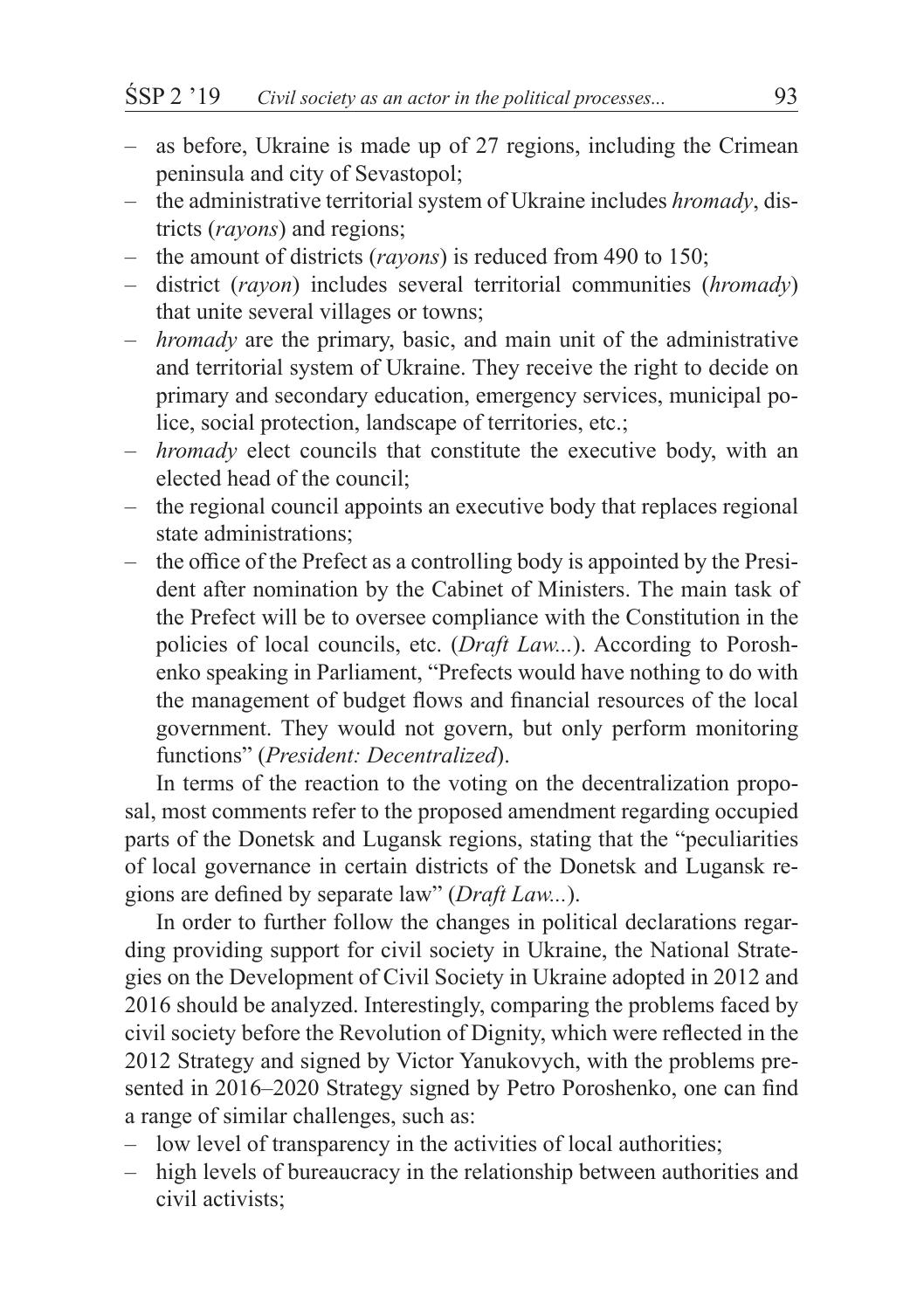- as before, Ukraine is made up of 27 regions, including the Crimean peninsula and city of Sevastopol;
- the administrative territorial system of Ukraine includes *hromady*, districts (*rayons*) and regions;
- the amount of districts (*rayons*) is reduced from 490 to 150;
- district (*rayon*) includes several territorial communities (*hromady*) that unite several villages or towns;
- *hromady* are the primary, basic, and main unit of the administrative and territorial system of Ukraine. They receive the right to decide on primary and secondary education, emergency services, municipal police, social protection, landscape of territories, etc.;
- *hromady* elect councils that constitute the executive body, with an elected head of the council;
- the regional council appoints an executive body that replaces regional state administrations;
- the office of the Prefect as a controlling body is appointed by the President after nomination by the Cabinet of Ministers. The main task of the Prefect will be to oversee compliance with the Constitution in the policies of local councils, etc. (*Draft Law...*). According to Poroshenko speaking in Parliament, "Prefects would have nothing to do with the management of budget flows and financial resources of the local government. They would not govern, but only perform monitoring functions" (*President: Decentralized*).

In terms of the reaction to the voting on the decentralization proposal, most comments refer to the proposed amendment regarding occupied parts of the Donetsk and Lugansk regions, stating that the "peculiarities of local governance in certain districts of the Donetsk and Lugansk regions are defined by separate law" (*Draft Law...*).

In order to further follow the changes in political declarations regarding providing support for civil society in Ukraine, the National Strategies on the Development of Civil Society in Ukraine adopted in 2012 and 2016 should be analyzed. Interestingly, comparing the problems faced by civil society before the Revolution of Dignity, which were reflected in the 2012 Strategy and signed by Victor Yanukovych, with the problems presented in 2016–2020 Strategy signed by Petro Poroshenko, one can find a range of similar challenges, such as:

- low level of transparency in the activities of local authorities;
- high levels of bureaucracy in the relationship between authorities and civil activists;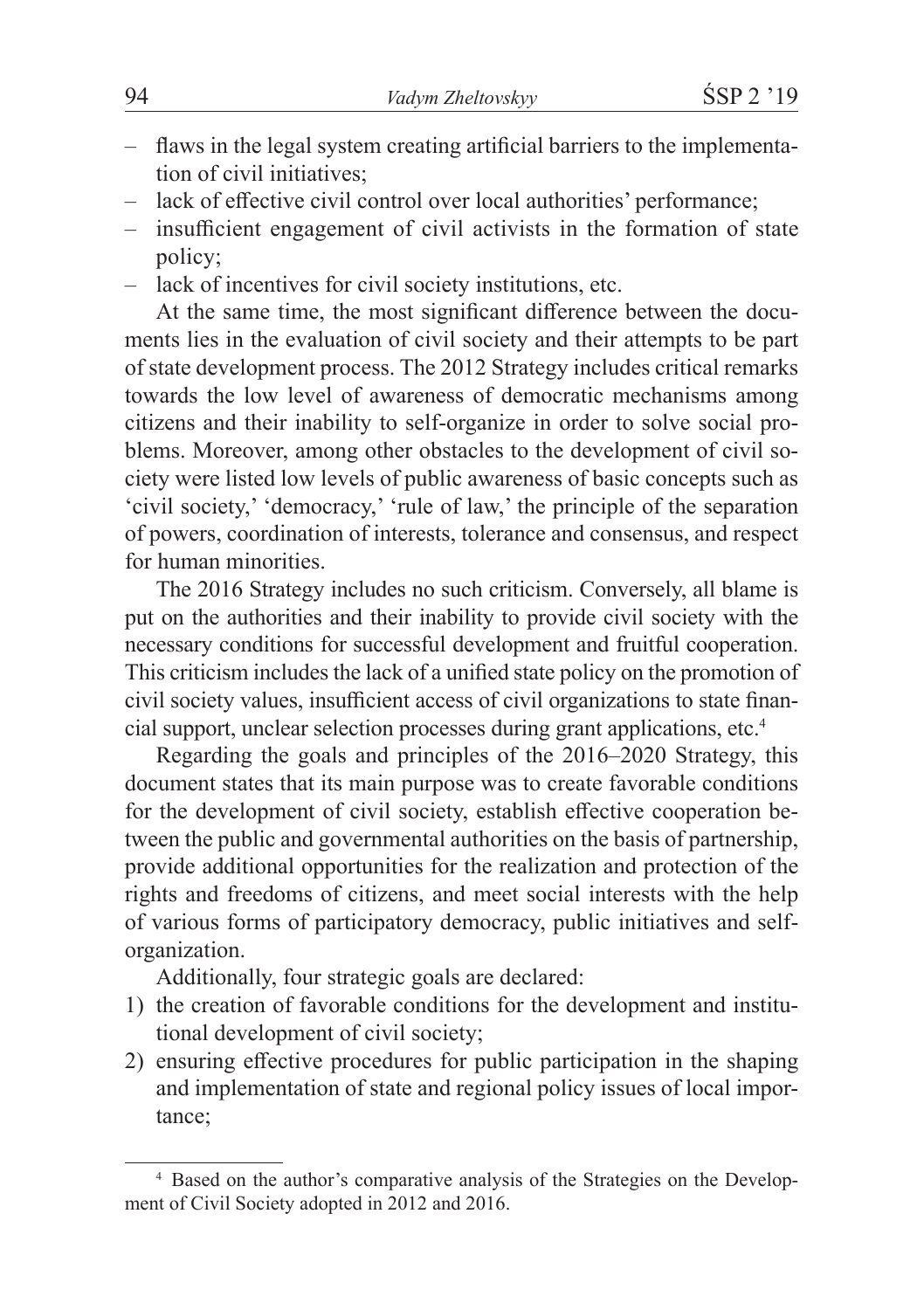- flaws in the legal system creating artificial barriers to the implementation of civil initiatives;
- lack of effective civil control over local authorities' performance;
- insufficient engagement of civil activists in the formation of state policy;
- lack of incentives for civil society institutions, etc.

At the same time, the most significant difference between the documents lies in the evaluation of civil society and their attempts to be part of state development process. The 2012 Strategy includes critical remarks towards the low level of awareness of democratic mechanisms among citizens and their inability to self-organize in order to solve social problems. Moreover, among other obstacles to the development of civil society were listed low levels of public awareness of basic concepts such as 'civil society,' 'democracy,' 'rule of law,' the principle of the separation of powers, coordination of interests, tolerance and consensus, and respect for human minorities.

The 2016 Strategy includes no such criticism. Conversely, all blame is put on the authorities and their inability to provide civil society with the necessary conditions for successful development and fruitful cooperation. This criticism includes the lack of a unified state policy on the promotion of civil society values, insufficient access of civil organizations to state financial support, unclear selection processes during grant applications, etc.[4]

Regarding the goals and principles of the 2016–2020 Strategy, this document states that its main purpose was to create favorable conditions for the development of civil society, establish effective cooperation between the public and governmental authorities on the basis of partnership, provide additional opportunities for the realization and protection of the rights and freedoms of citizens, and meet social interests with the help of various forms of participatory democracy, public initiatives and self-organization.

Additionally, four strategic goals are declared:

1) the creation of favorable conditions for the development and institutional development of civil society;
2) ensuring effective procedures for public participation in the shaping and implementation of state and regional policy issues of local importance;

[4] Based on the author's comparative analysis of the Strategies on the Development of Civil Society adopted in 2012 and 2016.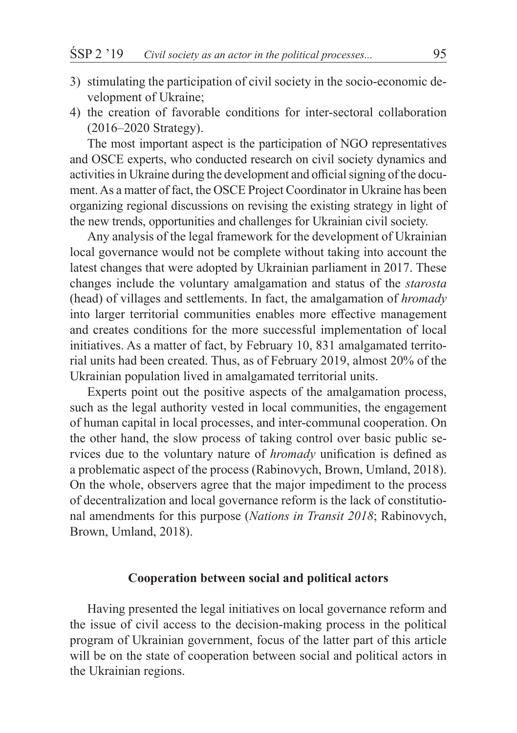3) stimulating the participation of civil society in the socio-economic development of Ukraine;
4) the creation of favorable conditions for inter-sectoral collaboration (2016–2020 Strategy).

The most important aspect is the participation of NGO representatives and OSCE experts, who conducted research on civil society dynamics and activities in Ukraine during the development and official signing of the document. As a matter of fact, the OSCE Project Coordinator in Ukraine has been organizing regional discussions on revising the existing strategy in light of the new trends, opportunities and challenges for Ukrainian civil society.

Any analysis of the legal framework for the development of Ukrainian local governance would not be complete without taking into account the latest changes that were adopted by Ukrainian parliament in 2017. These changes include the voluntary amalgamation and status of the *starosta* (head) of villages and settlements. In fact, the amalgamation of *hromady* into larger territorial communities enables more effective management and creates conditions for the more successful implementation of local initiatives. As a matter of fact, by February 10, 831 amalgamated territorial units had been created. Thus, as of February 2019, almost 20% of the Ukrainian population lived in amalgamated territorial units.

Experts point out the positive aspects of the amalgamation process, such as the legal authority vested in local communities, the engagement of human capital in local processes, and inter-communal cooperation. On the other hand, the slow process of taking control over basic public services due to the voluntary nature of *hromady* unification is defined as a problematic aspect of the process (Rabinovych, Brown, Umland, 2018). On the whole, observers agree that the major impediment to the process of decentralization and local governance reform is the lack of constitutional amendments for this purpose (*Nations in Transit 2018*; Rabinovych, Brown, Umland, 2018).

## Cooperation between social and political actors

Having presented the legal initiatives on local governance reform and the issue of civil access to the decision-making process in the political program of Ukrainian government, focus of the latter part of this article will be on the state of cooperation between social and political actors in the Ukrainian regions.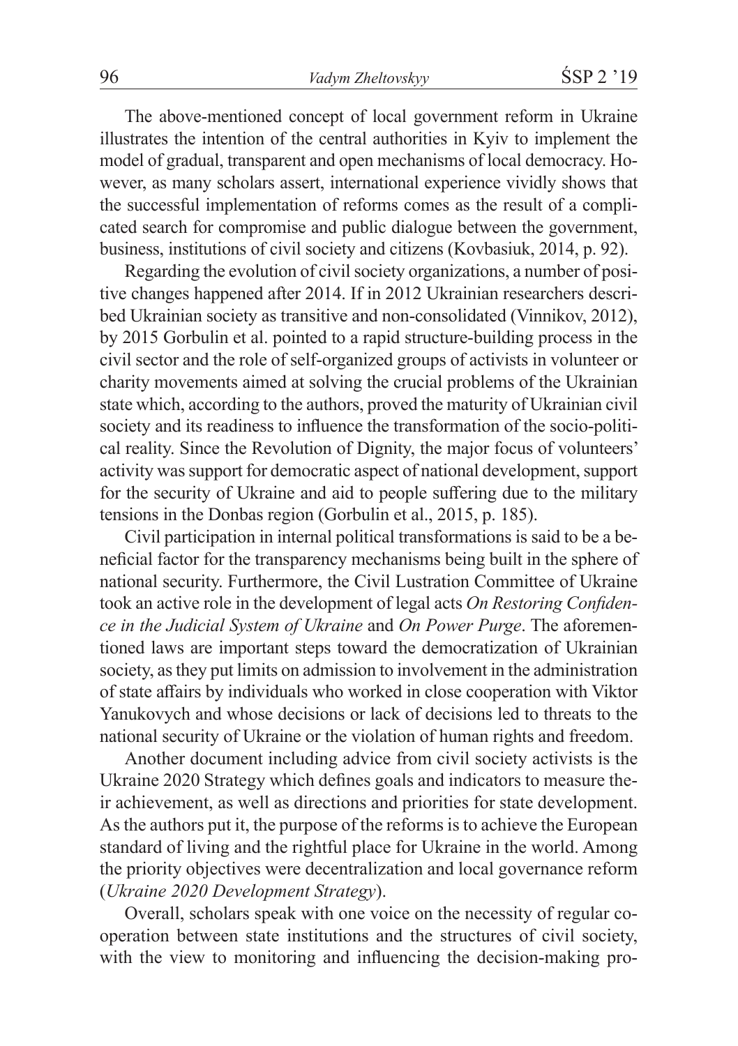The above-mentioned concept of local government reform in Ukraine illustrates the intention of the central authorities in Kyiv to implement the model of gradual, transparent and open mechanisms of local democracy. However, as many scholars assert, international experience vividly shows that the successful implementation of reforms comes as the result of a complicated search for compromise and public dialogue between the government, business, institutions of civil society and citizens (Kovbasiuk, 2014, p. 92).

Regarding the evolution of civil society organizations, a number of positive changes happened after 2014. If in 2012 Ukrainian researchers described Ukrainian society as transitive and non-consolidated (Vinnikov, 2012), by 2015 Gorbulin et al. pointed to a rapid structure-building process in the civil sector and the role of self-organized groups of activists in volunteer or charity movements aimed at solving the crucial problems of the Ukrainian state which, according to the authors, proved the maturity of Ukrainian civil society and its readiness to influence the transformation of the socio-political reality. Since the Revolution of Dignity, the major focus of volunteers' activity was support for democratic aspect of national development, support for the security of Ukraine and aid to people suffering due to the military tensions in the Donbas region (Gorbulin et al., 2015, p. 185).

Civil participation in internal political transformations is said to be a beneficial factor for the transparency mechanisms being built in the sphere of national security. Furthermore, the Civil Lustration Committee of Ukraine took an active role in the development of legal acts *On Restoring Confidence in the Judicial System of Ukraine* and *On Power Purge*. The aforementioned laws are important steps toward the democratization of Ukrainian society, as they put limits on admission to involvement in the administration of state affairs by individuals who worked in close cooperation with Viktor Yanukovych and whose decisions or lack of decisions led to threats to the national security of Ukraine or the violation of human rights and freedom.

Another document including advice from civil society activists is the Ukraine 2020 Strategy which defines goals and indicators to measure their achievement, as well as directions and priorities for state development. As the authors put it, the purpose of the reforms is to achieve the European standard of living and the rightful place for Ukraine in the world. Among the priority objectives were decentralization and local governance reform (*Ukraine 2020 Development Strategy*).

Overall, scholars speak with one voice on the necessity of regular cooperation between state institutions and the structures of civil society, with the view to monitoring and influencing the decision-making pro-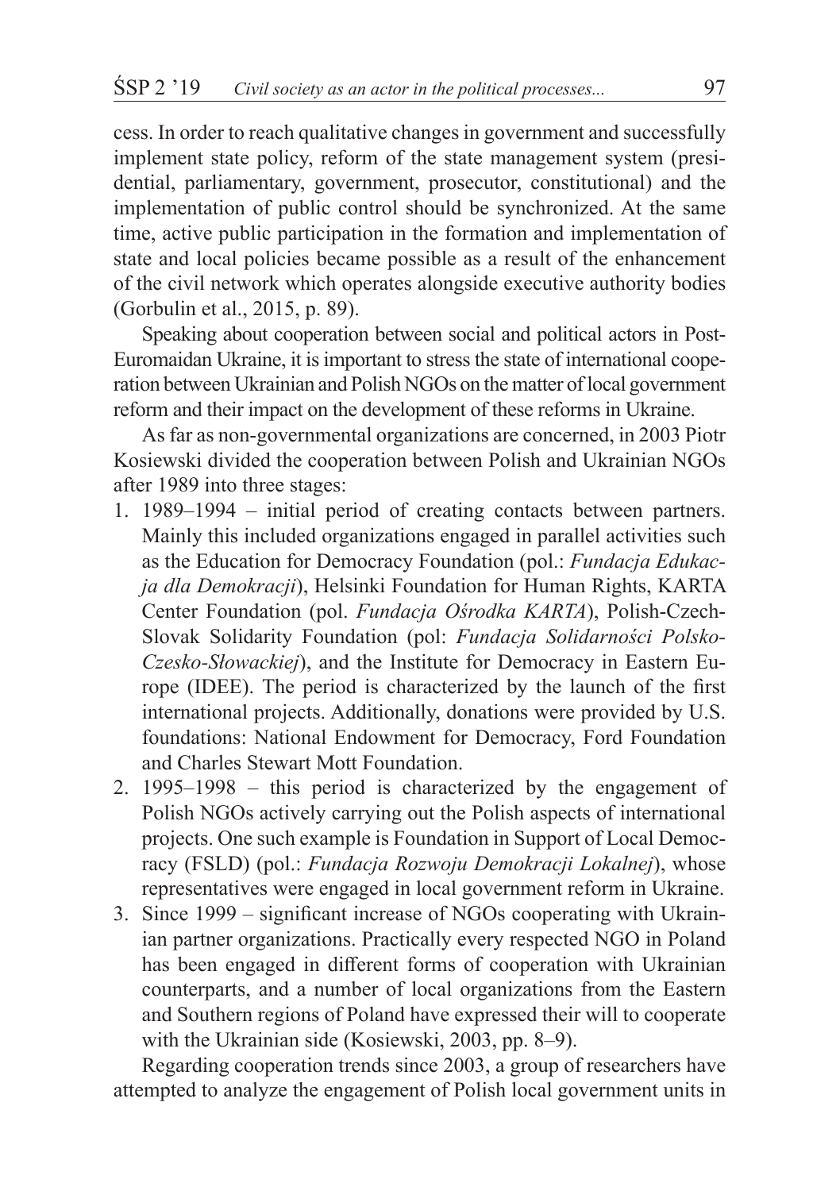cess. In order to reach qualitative changes in government and successfully implement state policy, reform of the state management system (presidential, parliamentary, government, prosecutor, constitutional) and the implementation of public control should be synchronized. At the same time, active public participation in the formation and implementation of state and local policies became possible as a result of the enhancement of the civil network which operates alongside executive authority bodies (Gorbulin et al., 2015, p. 89).

Speaking about cooperation between social and political actors in Post-Euromaidan Ukraine, it is important to stress the state of international cooperation between Ukrainian and Polish NGOs on the matter of local government reform and their impact on the development of these reforms in Ukraine.

As far as non-governmental organizations are concerned, in 2003 Piotr Kosiewski divided the cooperation between Polish and Ukrainian NGOs after 1989 into three stages:

1. 1989–1994 – initial period of creating contacts between partners. Mainly this included organizations engaged in parallel activities such as the Education for Democracy Foundation (pol.: *Fundacja Edukacja dla Demokracji*), Helsinki Foundation for Human Rights, KARTA Center Foundation (pol. *Fundacja Ośrodka KARTA*), Polish-Czech-Slovak Solidarity Foundation (pol: *Fundacja Solidarności Polsko-Czesko-Słowackiej*), and the Institute for Democracy in Eastern Europe (IDEE). The period is characterized by the launch of the first international projects. Additionally, donations were provided by U.S. foundations: National Endowment for Democracy, Ford Foundation and Charles Stewart Mott Foundation.
2. 1995–1998 – this period is characterized by the engagement of Polish NGOs actively carrying out the Polish aspects of international projects. One such example is Foundation in Support of Local Democracy (FSLD) (pol.: *Fundacja Rozwoju Demokracji Lokalnej*), whose representatives were engaged in local government reform in Ukraine.
3. Since 1999 – significant increase of NGOs cooperating with Ukrainian partner organizations. Practically every respected NGO in Poland has been engaged in different forms of cooperation with Ukrainian counterparts, and a number of local organizations from the Eastern and Southern regions of Poland have expressed their will to cooperate with the Ukrainian side (Kosiewski, 2003, pp. 8–9).

Regarding cooperation trends since 2003, a group of researchers have attempted to analyze the engagement of Polish local government units in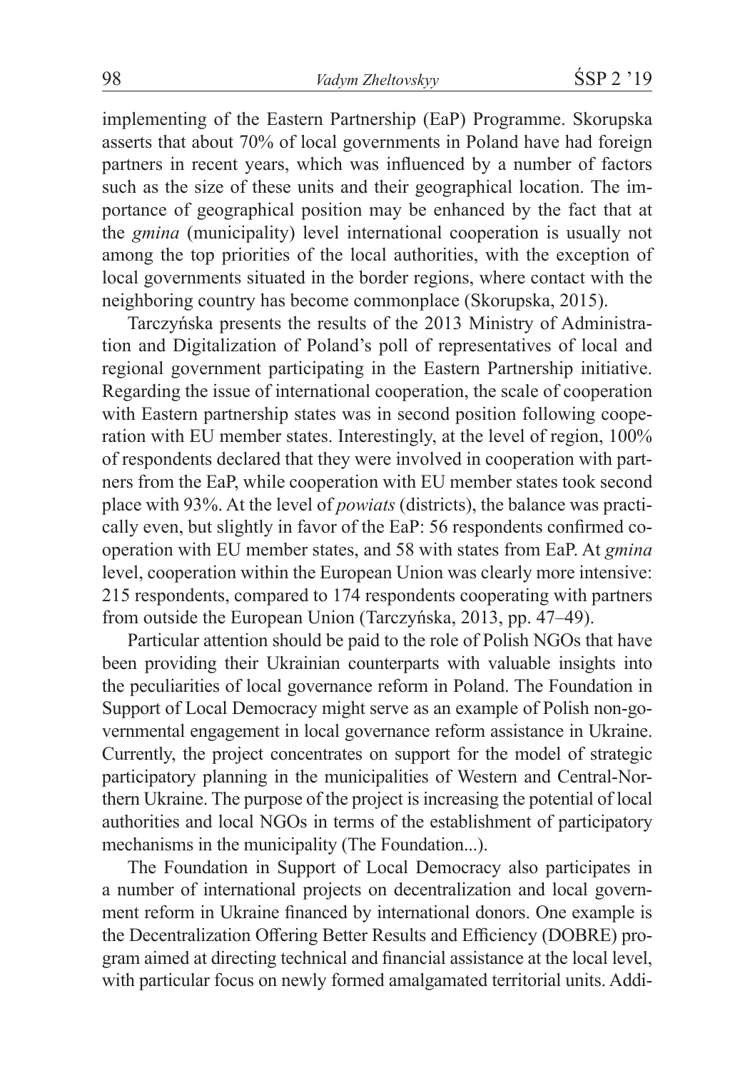implementing of the Eastern Partnership (EaP) Programme. Skorupska asserts that about 70% of local governments in Poland have had foreign partners in recent years, which was influenced by a number of factors such as the size of these units and their geographical location. The importance of geographical position may be enhanced by the fact that at the *gmina* (municipality) level international cooperation is usually not among the top priorities of the local authorities, with the exception of local governments situated in the border regions, where contact with the neighboring country has become commonplace (Skorupska, 2015).

Tarczyńska presents the results of the 2013 Ministry of Administration and Digitalization of Poland's poll of representatives of local and regional government participating in the Eastern Partnership initiative. Regarding the issue of international cooperation, the scale of cooperation with Eastern partnership states was in second position following cooperation with EU member states. Interestingly, at the level of region, 100% of respondents declared that they were involved in cooperation with partners from the EaP, while cooperation with EU member states took second place with 93%. At the level of *powiats* (districts), the balance was practically even, but slightly in favor of the EaP: 56 respondents confirmed cooperation with EU member states, and 58 with states from EaP. At *gmina* level, cooperation within the European Union was clearly more intensive: 215 respondents, compared to 174 respondents cooperating with partners from outside the European Union (Tarczyńska, 2013, pp. 47–49).

Particular attention should be paid to the role of Polish NGOs that have been providing their Ukrainian counterparts with valuable insights into the peculiarities of local governance reform in Poland. The Foundation in Support of Local Democracy might serve as an example of Polish non-governmental engagement in local governance reform assistance in Ukraine. Currently, the project concentrates on support for the model of strategic participatory planning in the municipalities of Western and Central-Northern Ukraine. The purpose of the project is increasing the potential of local authorities and local NGOs in terms of the establishment of participatory mechanisms in the municipality (The Foundation...).

The Foundation in Support of Local Democracy also participates in a number of international projects on decentralization and local government reform in Ukraine financed by international donors. One example is the Decentralization Offering Better Results and Efficiency (DOBRE) program aimed at directing technical and financial assistance at the local level, with particular focus on newly formed amalgamated territorial units. Addi-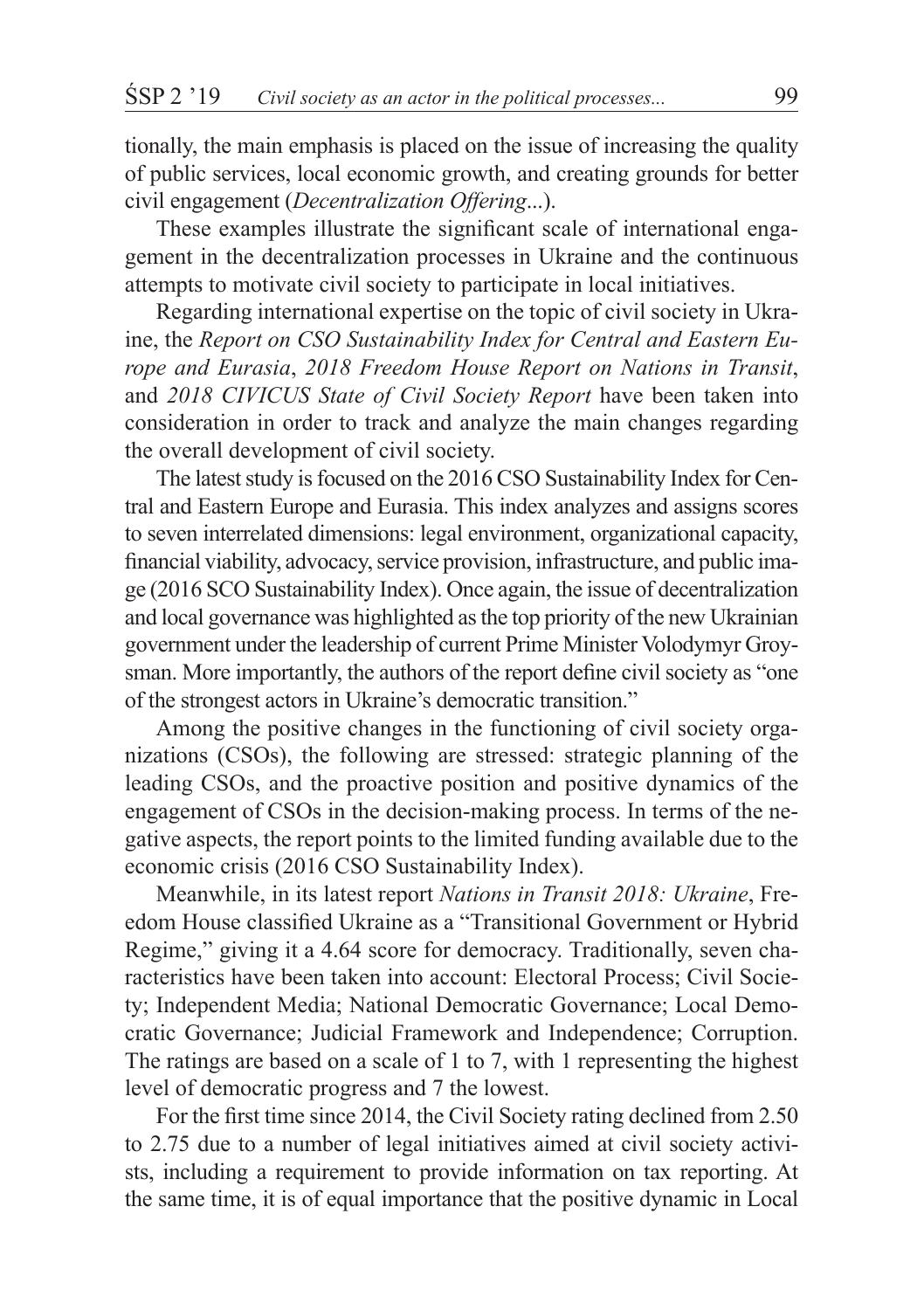tionally, the main emphasis is placed on the issue of increasing the quality of public services, local economic growth, and creating grounds for better civil engagement (*Decentralization Offering*...).

These examples illustrate the significant scale of international engagement in the decentralization processes in Ukraine and the continuous attempts to motivate civil society to participate in local initiatives.

Regarding international expertise on the topic of civil society in Ukraine, the *Report on CSO Sustainability Index for Central and Eastern Europe and Eurasia*, *2018 Freedom House Report on Nations in Transit*, and *2018 CIVICUS State of Civil Society Report* have been taken into consideration in order to track and analyze the main changes regarding the overall development of civil society.

The latest study is focused on the 2016 CSO Sustainability Index for Central and Eastern Europe and Eurasia. This index analyzes and assigns scores to seven interrelated dimensions: legal environment, organizational capacity, financial viability, advocacy, service provision, infrastructure, and public image (2016 SCO Sustainability Index). Once again, the issue of decentralization and local governance was highlighted as the top priority of the new Ukrainian government under the leadership of current Prime Minister Volodymyr Groysman. More importantly, the authors of the report define civil society as "one of the strongest actors in Ukraine's democratic transition."

Among the positive changes in the functioning of civil society organizations (CSOs), the following are stressed: strategic planning of the leading CSOs, and the proactive position and positive dynamics of the engagement of CSOs in the decision-making process. In terms of the negative aspects, the report points to the limited funding available due to the economic crisis (2016 CSO Sustainability Index).

Meanwhile, in its latest report *Nations in Transit 2018: Ukraine*, Freedom House classified Ukraine as a "Transitional Government or Hybrid Regime," giving it a 4.64 score for democracy. Traditionally, seven characteristics have been taken into account: Electoral Process; Civil Society; Independent Media; National Democratic Governance; Local Democratic Governance; Judicial Framework and Independence; Corruption. The ratings are based on a scale of 1 to 7, with 1 representing the highest level of democratic progress and 7 the lowest.

For the first time since 2014, the Civil Society rating declined from 2.50 to 2.75 due to a number of legal initiatives aimed at civil society activists, including a requirement to provide information on tax reporting. At the same time, it is of equal importance that the positive dynamic in Local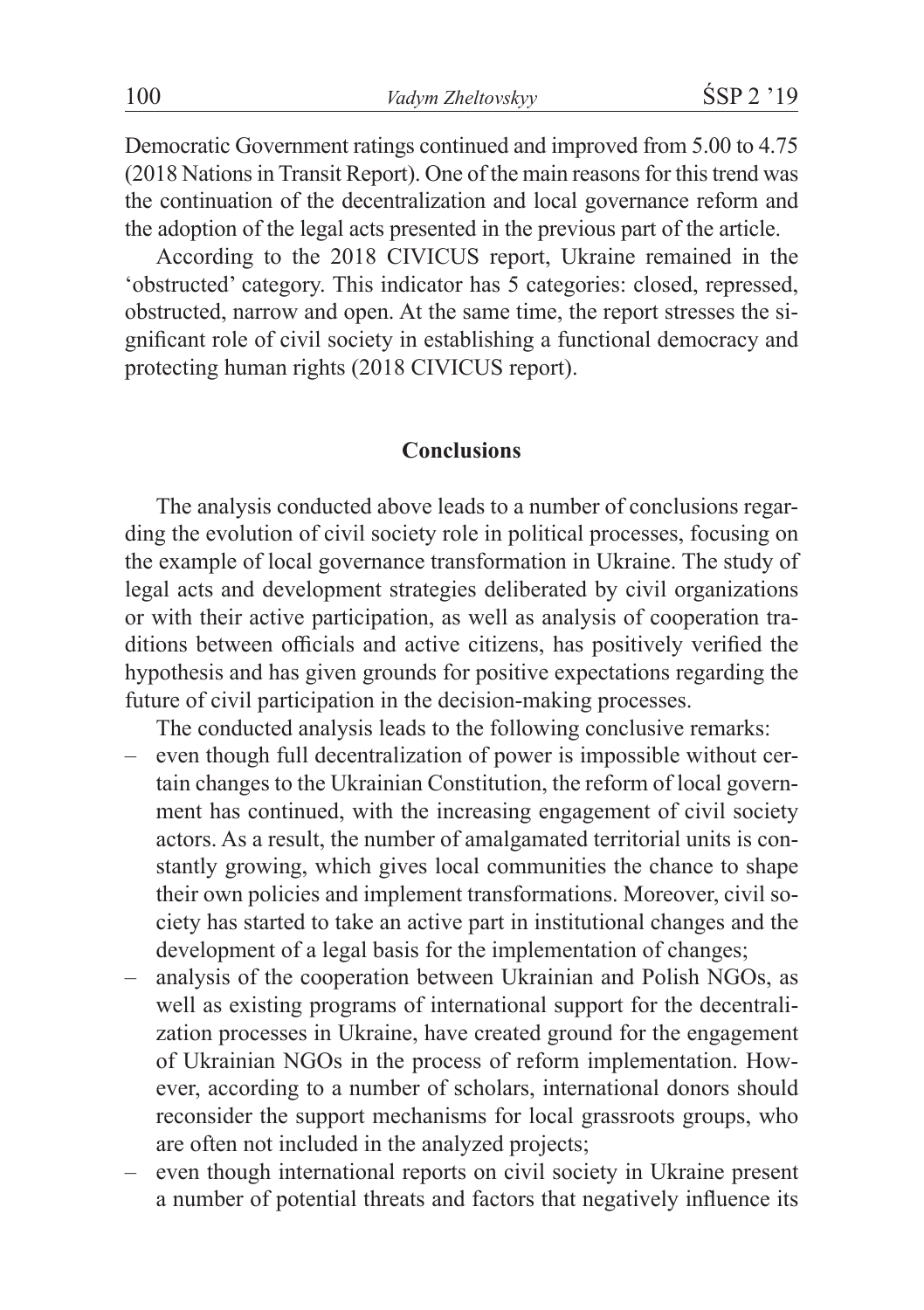Democratic Government ratings continued and improved from 5.00 to 4.75 (2018 Nations in Transit Report). One of the main reasons for this trend was the continuation of the decentralization and local governance reform and the adoption of the legal acts presented in the previous part of the article.

According to the 2018 CIVICUS report, Ukraine remained in the 'obstructed' category. This indicator has 5 categories: closed, repressed, obstructed, narrow and open. At the same time, the report stresses the significant role of civil society in establishing a functional democracy and protecting human rights (2018 CIVICUS report).

## Conclusions

The analysis conducted above leads to a number of conclusions regarding the evolution of civil society role in political processes, focusing on the example of local governance transformation in Ukraine. The study of legal acts and development strategies deliberated by civil organizations or with their active participation, as well as analysis of cooperation traditions between officials and active citizens, has positively verified the hypothesis and has given grounds for positive expectations regarding the future of civil participation in the decision-making processes.

The conducted analysis leads to the following conclusive remarks:

- even though full decentralization of power is impossible without certain changes to the Ukrainian Constitution, the reform of local government has continued, with the increasing engagement of civil society actors. As a result, the number of amalgamated territorial units is constantly growing, which gives local communities the chance to shape their own policies and implement transformations. Moreover, civil society has started to take an active part in institutional changes and the development of a legal basis for the implementation of changes;
- analysis of the cooperation between Ukrainian and Polish NGOs, as well as existing programs of international support for the decentralization processes in Ukraine, have created ground for the engagement of Ukrainian NGOs in the process of reform implementation. However, according to a number of scholars, international donors should reconsider the support mechanisms for local grassroots groups, who are often not included in the analyzed projects;
- even though international reports on civil society in Ukraine present a number of potential threats and factors that negatively influence its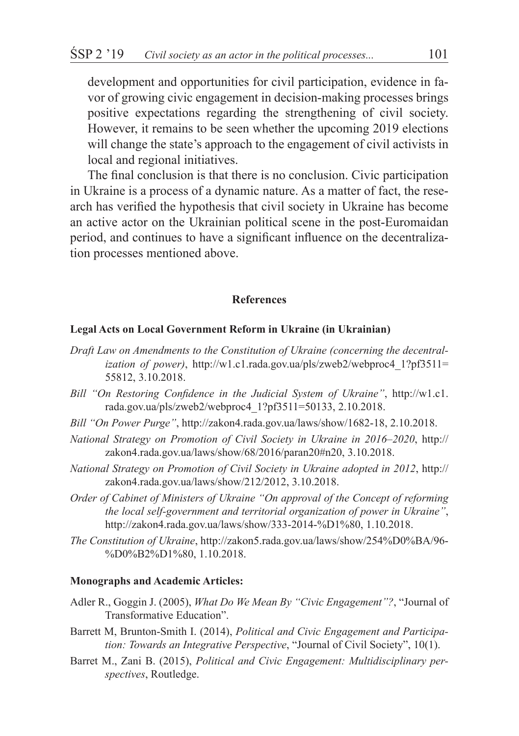development and opportunities for civil participation, evidence in favor of growing civic engagement in decision-making processes brings positive expectations regarding the strengthening of civil society. However, it remains to be seen whether the upcoming 2019 elections will change the state's approach to the engagement of civil activists in local and regional initiatives.

The final conclusion is that there is no conclusion. Civic participation in Ukraine is a process of a dynamic nature. As a matter of fact, the research has verified the hypothesis that civil society in Ukraine has become an active actor on the Ukrainian political scene in the post-Euromaidan period, and continues to have a significant influence on the decentralization processes mentioned above.

## References

### Legal Acts on Local Government Reform in Ukraine (in Ukrainian)

*Draft Law on Amendments to the Constitution of Ukraine (concerning the decentralization of power)*, http://w1.c1.rada.gov.ua/pls/zweb2/webproc4_1?pf3511=55812, 3.10.2018.

*Bill "On Restoring Confidence in the Judicial System of Ukraine"*, http://w1.c1.rada.gov.ua/pls/zweb2/webproc4_1?pf3511=50133, 2.10.2018.

*Bill "On Power Purge"*, http://zakon4.rada.gov.ua/laws/show/1682-18, 2.10.2018.

*National Strategy on Promotion of Civil Society in Ukraine in 2016–2020*, http://zakon4.rada.gov.ua/laws/show/68/2016/paran20#n20, 3.10.2018.

*National Strategy on Promotion of Civil Society in Ukraine adopted in 2012*, http://zakon4.rada.gov.ua/laws/show/212/2012, 3.10.2018.

*Order of Cabinet of Ministers of Ukraine "On approval of the Concept of reforming the local self-government and territorial organization of power in Ukraine"*, http://zakon4.rada.gov.ua/laws/show/333-2014-%D1%80, 1.10.2018.

*The Constitution of Ukraine*, http://zakon5.rada.gov.ua/laws/show/254%D0%BA/96-%D0%B2%D1%80, 1.10.2018.

### Monographs and Academic Articles:

Adler R., Goggin J. (2005), *What Do We Mean By "Civic Engagement"?*, "Journal of Transformative Education".

Barrett M, Brunton-Smith I. (2014), *Political and Civic Engagement and Participation: Towards an Integrative Perspective*, "Journal of Civil Society", 10(1).

Barret M., Zani B. (2015), *Political and Civic Engagement: Multidisciplinary perspectives*, Routledge.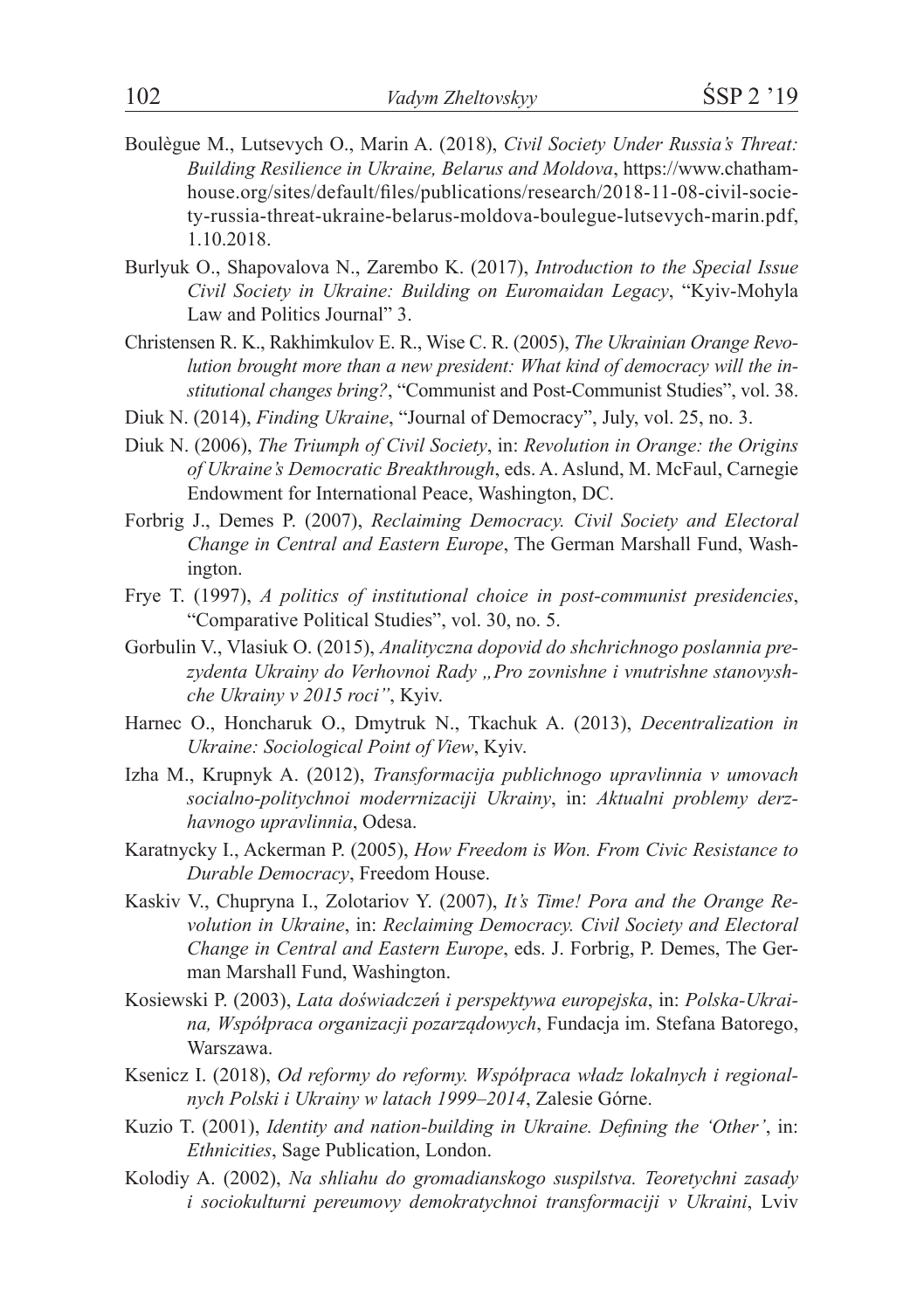Boulègue M., Lutsevych O., Marin A. (2018), *Civil Society Under Russia's Threat: Building Resilience in Ukraine, Belarus and Moldova*, https://www.chathamhouse.org/sites/default/files/publications/research/2018-11-08-civil-society-russia-threat-ukraine-belarus-moldova-boulegue-lutsevych-marin.pdf, 1.10.2018.

Burlyuk O., Shapovalova N., Zarembo K. (2017), *Introduction to the Special Issue Civil Society in Ukraine: Building on Euromaidan Legacy*, "Kyiv-Mohyla Law and Politics Journal" 3.

Christensen R. K., Rakhimkulov E. R., Wise C. R. (2005), *The Ukrainian Orange Revolution brought more than a new president: What kind of democracy will the institutional changes bring?*, "Communist and Post-Communist Studies", vol. 38.

Diuk N. (2014), *Finding Ukraine*, "Journal of Democracy", July, vol. 25, no. 3.

Diuk N. (2006), *The Triumph of Civil Society*, in: *Revolution in Orange: the Origins of Ukraine's Democratic Breakthrough*, eds. A. Aslund, M. McFaul, Carnegie Endowment for International Peace, Washington, DC.

Forbrig J., Demes P. (2007), *Reclaiming Democracy. Civil Society and Electoral Change in Central and Eastern Europe*, The German Marshall Fund, Washington.

Frye T. (1997), *A politics of institutional choice in post-communist presidencies*, "Comparative Political Studies", vol. 30, no. 5.

Gorbulin V., Vlasiuk O. (2015), *Analityczna dopovid do shchrichnogo poslannia prezydenta Ukrainy do Verhovnoi Rady „Pro zovnishne i vnutrishne stanovyshche Ukrainy v 2015 roci"*, Kyiv.

Harnec O., Honcharuk O., Dmytruk N., Tkachuk A. (2013), *Decentralization in Ukraine: Sociological Point of View*, Kyiv.

Izha M., Krupnyk A. (2012), *Transformacija publichnogo upravlinnia v umovach socialno-politychnoi moderrnizaciji Ukrainy*, in: *Aktualni problemy derzhavnogo upravlinnia*, Odesa.

Karatnycky I., Ackerman P. (2005), *How Freedom is Won. From Civic Resistance to Durable Democracy*, Freedom House.

Kaskiv V., Chupryna I., Zolotariov Y. (2007), *It's Time! Pora and the Orange Revolution in Ukraine*, in: *Reclaiming Democracy. Civil Society and Electoral Change in Central and Eastern Europe*, eds. J. Forbrig, P. Demes, The German Marshall Fund, Washington.

Kosiewski P. (2003), *Lata doświadczeń i perspektywa europejska*, in: *Polska-Ukraina, Współpraca organizacji pozarządowych*, Fundacja im. Stefana Batorego, Warszawa.

Ksenicz I. (2018), *Od reformy do reformy. Współpraca władz lokalnych i regionalnych Polski i Ukrainy w latach 1999–2014*, Zalesie Górne.

Kuzio T. (2001), *Identity and nation-building in Ukraine. Defining the 'Other'*, in: *Ethnicities*, Sage Publication, London.

Kolodiy A. (2002), *Na shliahu do gromadianskogo suspilstva. Teoretychni zasady i sociokulturni pereumovy demokratychnoi transformaciji v Ukraini*, Lviv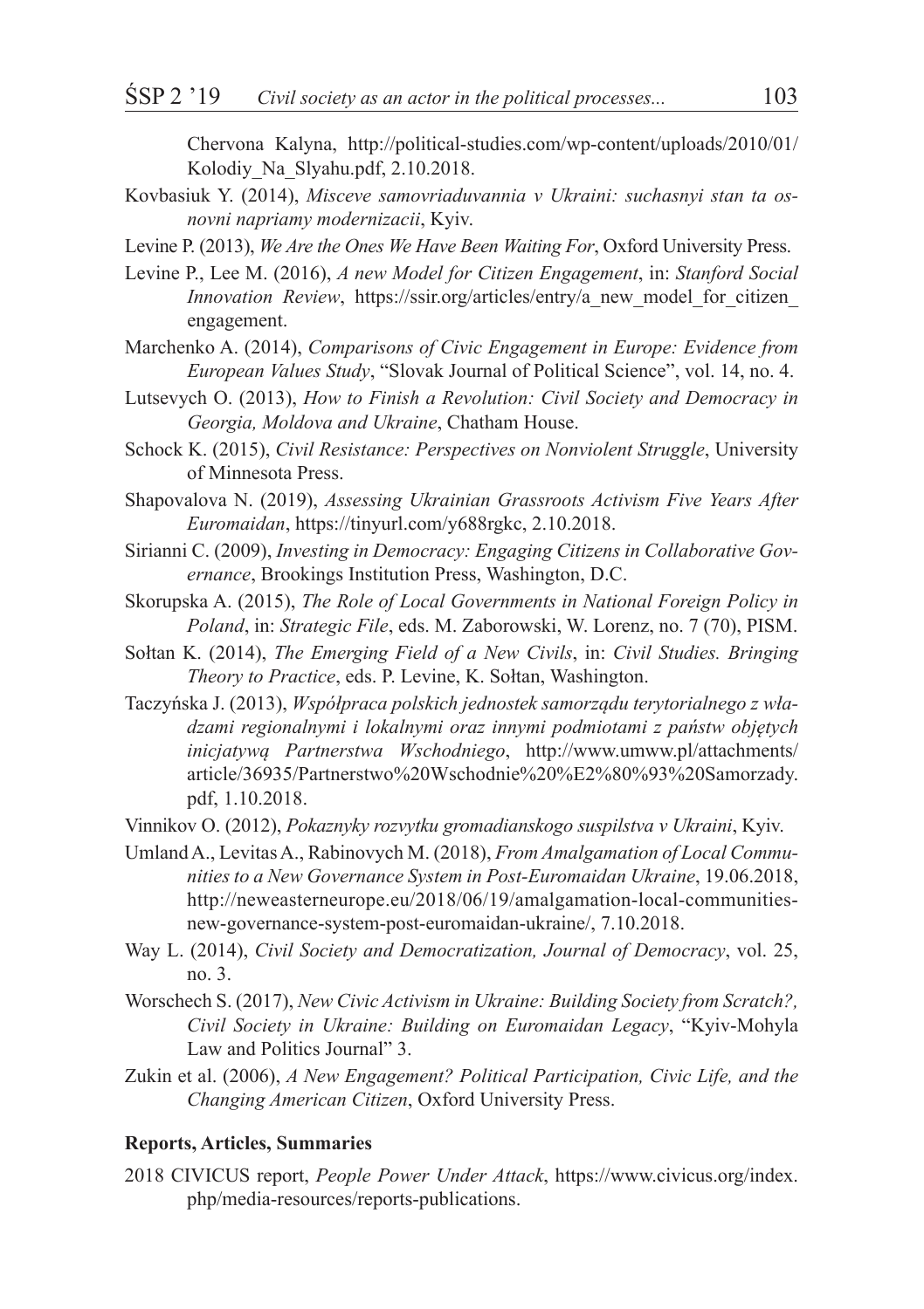Chervona Kalyna, http://political-studies.com/wp-content/uploads/2010/01/Kolodiy_Na_Slyahu.pdf, 2.10.2018.

Kovbasiuk Y. (2014), *Misceve samovriaduvannia v Ukraini: suchasnyi stan ta osnovni napriamy modernizacii*, Kyiv.

Levine P. (2013), *We Are the Ones We Have Been Waiting For*, Oxford University Press.

Levine P., Lee M. (2016), *A new Model for Citizen Engagement*, in: *Stanford Social Innovation Review*, https://ssir.org/articles/entry/a_new_model_for_citizen_engagement.

Marchenko A. (2014), *Comparisons of Civic Engagement in Europe: Evidence from European Values Study*, "Slovak Journal of Political Science", vol. 14, no. 4.

Lutsevych O. (2013), *How to Finish a Revolution: Civil Society and Democracy in Georgia, Moldova and Ukraine*, Chatham House.

Schock K. (2015), *Civil Resistance: Perspectives on Nonviolent Struggle*, University of Minnesota Press.

Shapovalova N. (2019), *Assessing Ukrainian Grassroots Activism Five Years After Euromaidan*, https://tinyurl.com/y688rgkc, 2.10.2018.

Sirianni C. (2009), *Investing in Democracy: Engaging Citizens in Collaborative Governance*, Brookings Institution Press, Washington, D.C.

Skorupska A. (2015), *The Role of Local Governments in National Foreign Policy in Poland*, in: *Strategic File*, eds. M. Zaborowski, W. Lorenz, no. 7 (70), PISM.

Sołtan K. (2014), *The Emerging Field of a New Civils*, in: *Civil Studies. Bringing Theory to Practice*, eds. P. Levine, K. Sołtan, Washington.

Taczyńska J. (2013), *Współpraca polskich jednostek samorządu terytorialnego z władzami regionalnymi i lokalnymi oraz innymi podmiotami z państw objętych inicjatywą Partnerstwa Wschodniego*, http://www.umww.pl/attachments/article/36935/Partnerstwo%20Wschodnie%20%E2%80%93%20Samorzady.pdf, 1.10.2018.

Vinnikov O. (2012), *Pokaznyky rozvytku gromadianskogo suspilstva v Ukraini*, Kyiv.

Umland A., Levitas A., Rabinovych M. (2018), *From Amalgamation of Local Communities to a New Governance System in Post-Euromaidan Ukraine*, 19.06.2018, http://neweasterneurope.eu/2018/06/19/amalgamation-local-communities-new-governance-system-post-euromaidan-ukraine/, 7.10.2018.

Way L. (2014), *Civil Society and Democratization, Journal of Democracy*, vol. 25, no. 3.

Worschech S. (2017), *New Civic Activism in Ukraine: Building Society from Scratch?, Civil Society in Ukraine: Building on Euromaidan Legacy*, "Kyiv-Mohyla Law and Politics Journal" 3.

Zukin et al. (2006), *A New Engagement? Political Participation, Civic Life, and the Changing American Citizen*, Oxford University Press.

**Reports, Articles, Summaries**

2018 CIVICUS report, *People Power Under Attack*, https://www.civicus.org/index.php/media-resources/reports-publications.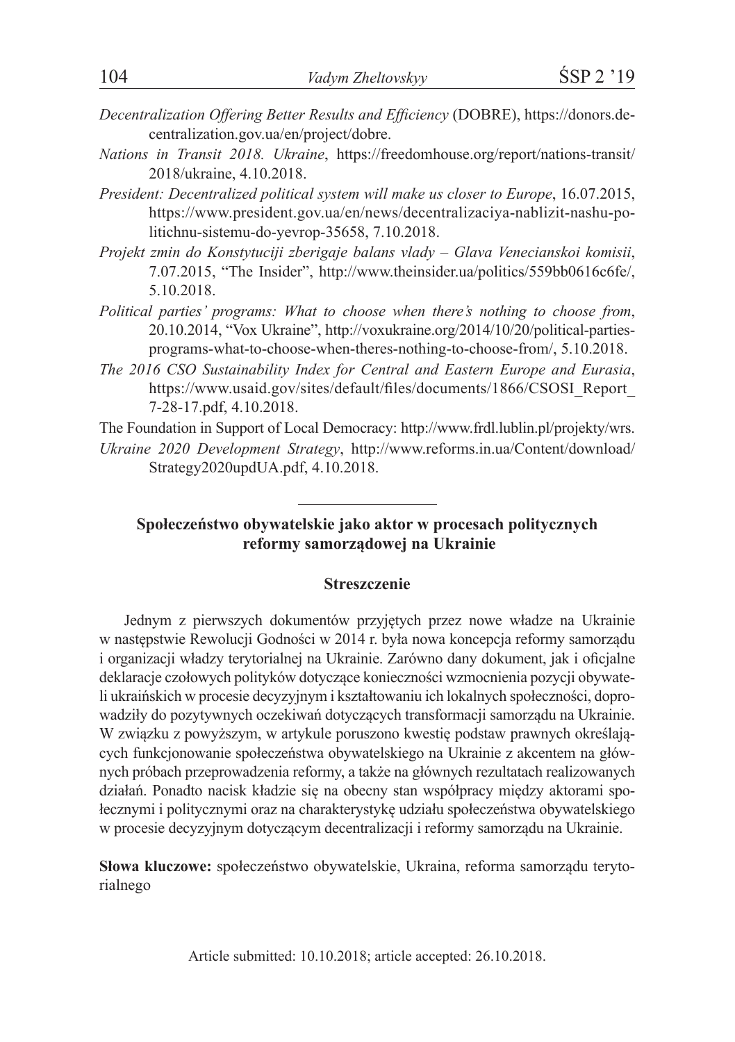*Decentralization Offering Better Results and Efficiency* (DOBRE), https://donors.decentralization.gov.ua/en/project/dobre.

*Nations in Transit 2018. Ukraine*, https://freedomhouse.org/report/nations-transit/2018/ukraine, 4.10.2018.

*President: Decentralized political system will make us closer to Europe*, 16.07.2015, https://www.president.gov.ua/en/news/decentralizaciya-nablizit-nashu-politichnu-sistemu-do-yevrop-35658, 7.10.2018.

*Projekt zmin do Konstytuciji zberigaje balans vlady – Glava Venecianskoi komisii*, 7.07.2015, "The Insider", http://www.theinsider.ua/politics/559bb0616c6fe/, 5.10.2018.

*Political parties' programs: What to choose when there's nothing to choose from*, 20.10.2014, "Vox Ukraine", http://voxukraine.org/2014/10/20/political-parties-programs-what-to-choose-when-theres-nothing-to-choose-from/, 5.10.2018.

*The 2016 CSO Sustainability Index for Central and Eastern Europe and Eurasia*, https://www.usaid.gov/sites/default/files/documents/1866/CSOSI_Report_7-28-17.pdf, 4.10.2018.

The Foundation in Support of Local Democracy: http://www.frdl.lublin.pl/projekty/wrs.

*Ukraine 2020 Development Strategy*, http://www.reforms.in.ua/Content/download/Strategy2020updUA.pdf, 4.10.2018.

---

## Społeczeństwo obywatelskie jako aktor w procesach politycznych reformy samorządowej na Ukrainie

### Streszczenie

Jednym z pierwszych dokumentów przyjętych przez nowe władze na Ukrainie w następstwie Rewolucji Godności w 2014 r. była nowa koncepcja reformy samorządu i organizacji władzy terytorialnej na Ukrainie. Zarówno dany dokument, jak i oficjalne deklaracje czołowych polityków dotyczące konieczności wzmocnienia pozycji obywateli ukraińskich w procesie decyzyjnym i kształtowaniu ich lokalnych społeczności, doprowadziły do pozytywnych oczekiwań dotyczących transformacji samorządu na Ukrainie. W związku z powyższym, w artykule poruszono kwestię podstaw prawnych określających funkcjonowanie społeczeństwa obywatelskiego na Ukrainie z akcentem na głównych próbach przeprowadzenia reformy, a także na głównych rezultatach realizowanych działań. Ponadto nacisk kładzie się na obecny stan współpracy między aktorami społecznymi i politycznymi oraz na charakterystykę udziału społeczeństwa obywatelskiego w procesie decyzyjnym dotyczącym decentralizacji i reformy samorządu na Ukrainie.

**Słowa kluczowe:** społeczeństwo obywatelskie, Ukraina, reforma samorządu terytorialnego

Article submitted: 10.10.2018; article accepted: 26.10.2018.